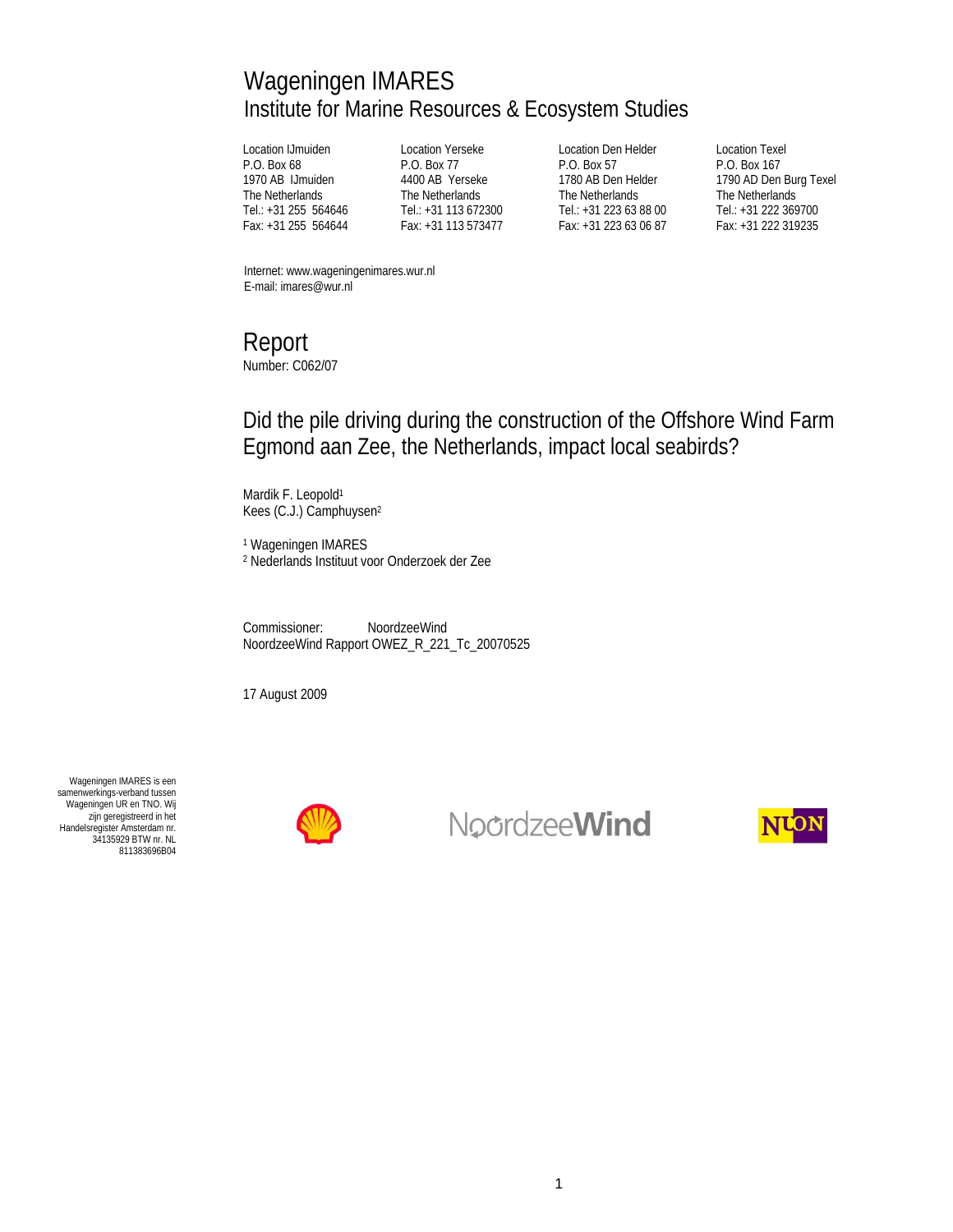# Wageningen IMARES

## Institute for Marine Resources & Ecosystem Studies

Location IJmuiden
P.O. Box 68
1970 AB IJmuiden
The Netherlands
Tel.: +31 255 564646
Fax: +31 255 564644

Location Yerseke
P.O. Box 77
4400 AB Yerseke
The Netherlands
Tel.: +31 113 672300
Fax: +31 113 573477

Location Den Helder
P.O. Box 57
1780 AB Den Helder
The Netherlands
Tel.: +31 223 63 88 00
Fax: +31 223 63 06 87

Location Texel
P.O. Box 167
1790 AD Den Burg Texel
The Netherlands
Tel.: +31 222 369700
Fax: +31 222 319235

Internet: www.wageningenimares.wur.nl
E-mail: imares@wur.nl

# Report

Number: C062/07

## Did the pile driving during the construction of the Offshore Wind Farm Egmond aan Zee, the Netherlands, impact local seabirds?

Mardik F. Leopold[1]
Kees (C.J.) Camphuysen[2]

[1] Wageningen IMARES
[2] Nederlands Instituut voor Onderzoek der Zee

Commissioner: NoordzeeWind
NoordzeeWind Rapport OWEZ_R_221_Tc_20070525

17 August 2009

Wageningen IMARES is een samenwerkings-verband tussen Wageningen UR en TNO. Wij zijn geregistreerd in het Handelsregister Amsterdam nr. 34135929 BTW nr. NL 811383696B04

NoordzeeWind

NUON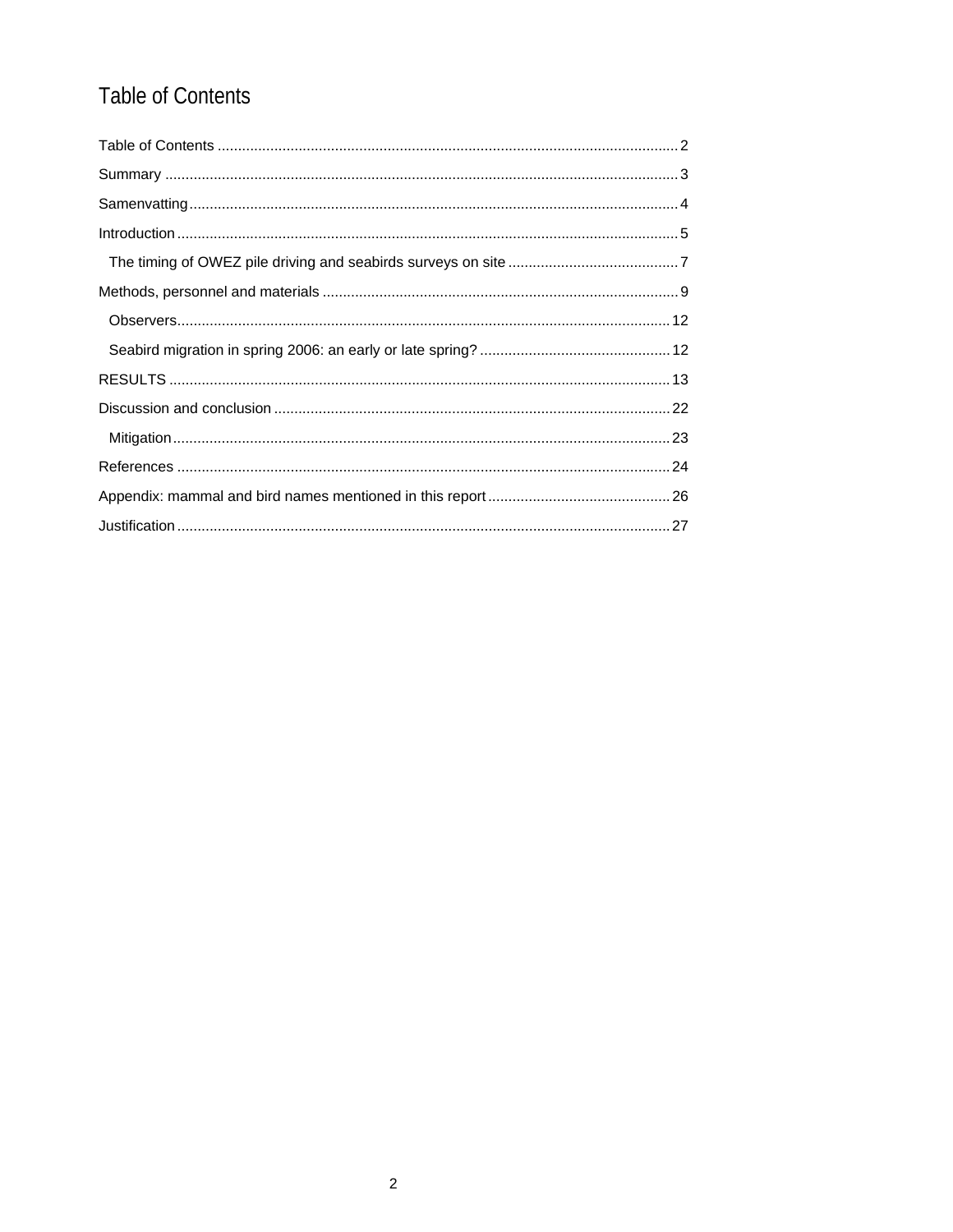# Table of Contents

Table of Contents ........................................................................................................ 2

Summary .................................................................................................................... 3

Samenvatting ............................................................................................................... 4

Introduction ................................................................................................................. 5

  The timing of OWEZ pile driving and seabirds surveys on site ......................................... 7

Methods, personnel and materials ................................................................................ 9

  Observers ................................................................................................................. 12

  Seabird migration in spring 2006: an early or late spring? .............................................. 12

RESULTS ................................................................................................................... 13

Discussion and conclusion .......................................................................................... 22

  Mitigation .................................................................................................................. 23

References ................................................................................................................. 24

Appendix: mammal and bird names mentioned in this report .......................................... 26

Justification ................................................................................................................ 27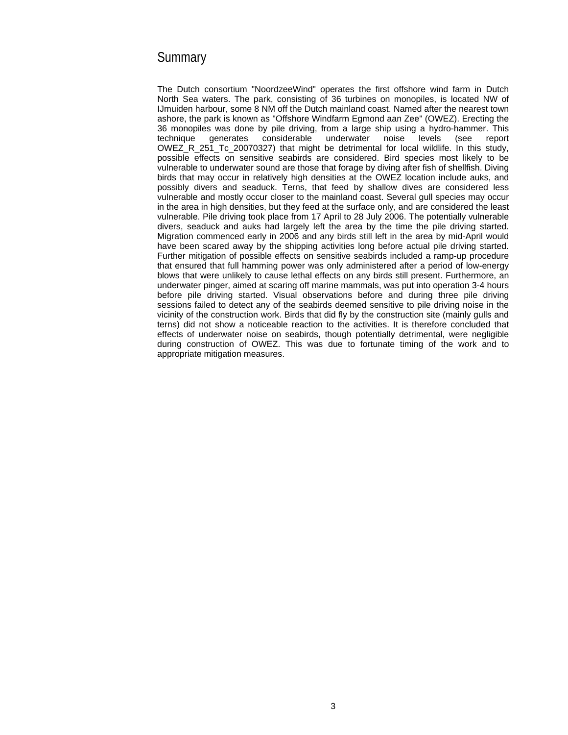# Summary

The Dutch consortium "NoordzeeWind" operates the first offshore wind farm in Dutch North Sea waters. The park, consisting of 36 turbines on monopiles, is located NW of IJmuiden harbour, some 8 NM off the Dutch mainland coast. Named after the nearest town ashore, the park is known as "Offshore Windfarm Egmond aan Zee" (OWEZ). Erecting the 36 monopiles was done by pile driving, from a large ship using a hydro-hammer. This technique generates considerable underwater noise levels (see report OWEZ_R_251_Tc_20070327) that might be detrimental for local wildlife. In this study, possible effects on sensitive seabirds are considered. Bird species most likely to be vulnerable to underwater sound are those that forage by diving after fish of shellfish. Diving birds that may occur in relatively high densities at the OWEZ location include auks, and possibly divers and seaduck. Terns, that feed by shallow dives are considered less vulnerable and mostly occur closer to the mainland coast. Several gull species may occur in the area in high densities, but they feed at the surface only, and are considered the least vulnerable. Pile driving took place from 17 April to 28 July 2006. The potentially vulnerable divers, seaduck and auks had largely left the area by the time the pile driving started. Migration commenced early in 2006 and any birds still left in the area by mid-April would have been scared away by the shipping activities long before actual pile driving started. Further mitigation of possible effects on sensitive seabirds included a ramp-up procedure that ensured that full hamming power was only administered after a period of low-energy blows that were unlikely to cause lethal effects on any birds still present. Furthermore, an underwater pinger, aimed at scaring off marine mammals, was put into operation 3-4 hours before pile driving started. Visual observations before and during three pile driving sessions failed to detect any of the seabirds deemed sensitive to pile driving noise in the vicinity of the construction work. Birds that did fly by the construction site (mainly gulls and terns) did not show a noticeable reaction to the activities. It is therefore concluded that effects of underwater noise on seabirds, though potentially detrimental, were negligible during construction of OWEZ. This was due to fortunate timing of the work and to appropriate mitigation measures.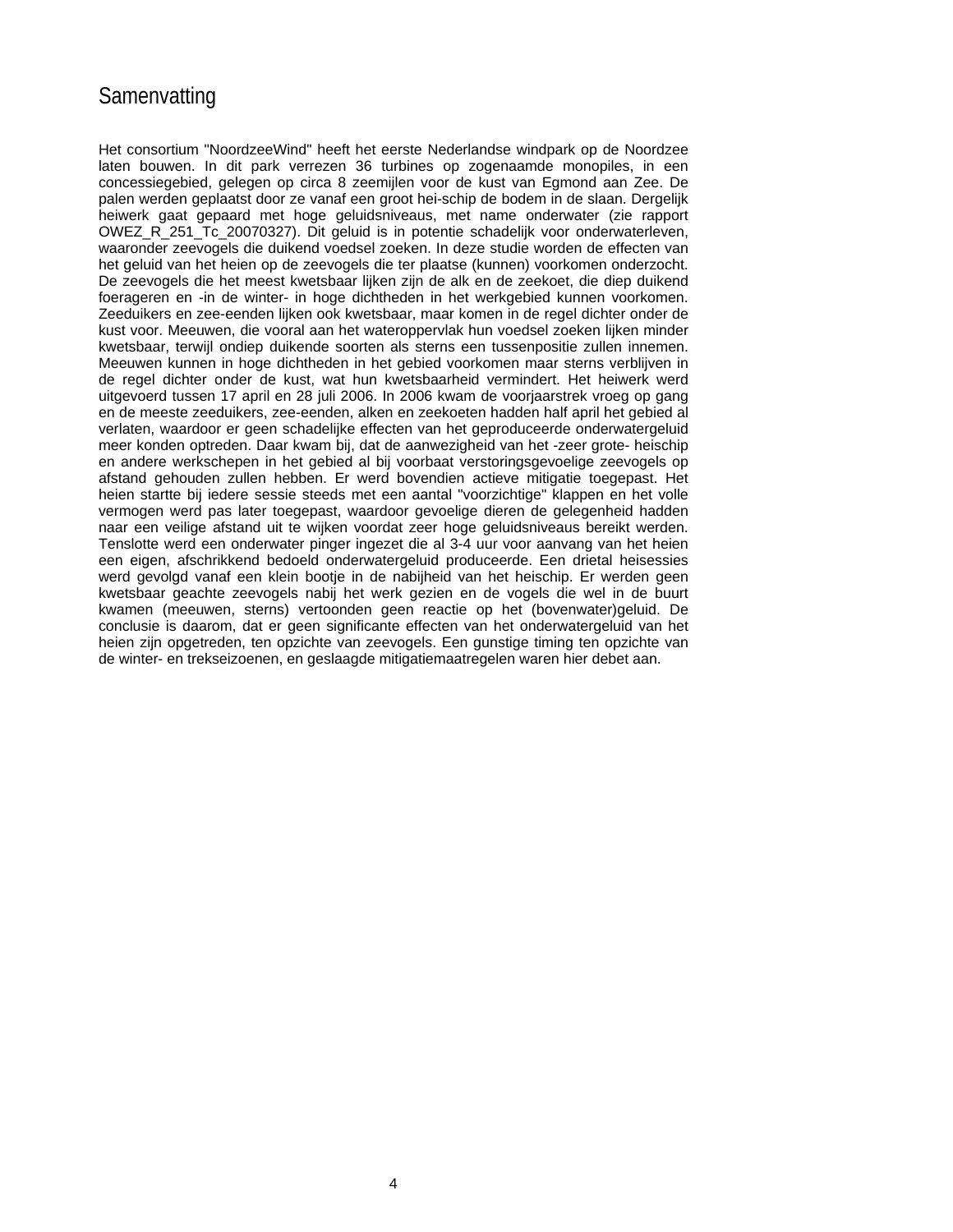# Samenvatting

Het consortium "NoordzeeWind" heeft het eerste Nederlandse windpark op de Noordzee laten bouwen. In dit park verrezen 36 turbines op zogenaamde monopiles, in een concessiegebied, gelegen op circa 8 zeemijlen voor de kust van Egmond aan Zee. De palen werden geplaatst door ze vanaf een groot hei-schip de bodem in de slaan. Dergelijk heiwerk gaat gepaard met hoge geluidsniveaus, met name onderwater (zie rapport OWEZ_R_251_Tc_20070327). Dit geluid is in potentie schadelijk voor onderwaterleven, waaronder zeevogels die duikend voedsel zoeken. In deze studie worden de effecten van het geluid van het heien op de zeevogels die ter plaatse (kunnen) voorkomen onderzocht. De zeevogels die het meest kwetsbaar lijken zijn de alk en de zeekoet, die diep duikend foerageren en -in de winter- in hoge dichtheden in het werkgebied kunnen voorkomen. Zeeduikers en zee-eenden lijken ook kwetsbaar, maar komen in de regel dichter onder de kust voor. Meeuwen, die vooral aan het wateroppervlak hun voedsel zoeken lijken minder kwetsbaar, terwijl ondiep duikende soorten als sterns een tussenpositie zullen innemen. Meeuwen kunnen in hoge dichtheden in het gebied voorkomen maar sterns verblijven in de regel dichter onder de kust, wat hun kwetsbaarheid vermindert. Het heiwerk werd uitgevoerd tussen 17 april en 28 juli 2006. In 2006 kwam de voorjaarstrek vroeg op gang en de meeste zeeduikers, zee-eenden, alken en zeekoeten hadden half april het gebied al verlaten, waardoor er geen schadelijke effecten van het geproduceerde onderwatergeluid meer konden optreden. Daar kwam bij, dat de aanwezigheid van het -zeer grote- heischip en andere werkschepen in het gebied al bij voorbaat verstoringsgevoelige zeevogels op afstand gehouden zullen hebben. Er werd bovendien actieve mitigatie toegepast. Het heien startte bij iedere sessie steeds met een aantal "voorzichtige" klappen en het volle vermogen werd pas later toegepast, waardoor gevoelige dieren de gelegenheid hadden naar een veilige afstand uit te wijken voordat zeer hoge geluidsniveaus bereikt werden. Tenslotte werd een onderwater pinger ingezet die al 3-4 uur voor aanvang van het heien een eigen, afschrikkend bedoeld onderwatergeluid produceerde. Een drietal heisessies werd gevolgd vanaf een klein bootje in de nabijheid van het heischip. Er werden geen kwetsbaar geachte zeevogels nabij het werk gezien en de vogels die wel in de buurt kwamen (meeuwen, sterns) vertoonden geen reactie op het (bovenwater)geluid. De conclusie is daarom, dat er geen significante effecten van het onderwatergeluid van het heien zijn opgetreden, ten opzichte van zeevogels. Een gunstige timing ten opzichte van de winter- en trekseizoenen, en geslaagde mitigatiemaatregelen waren hier debet aan.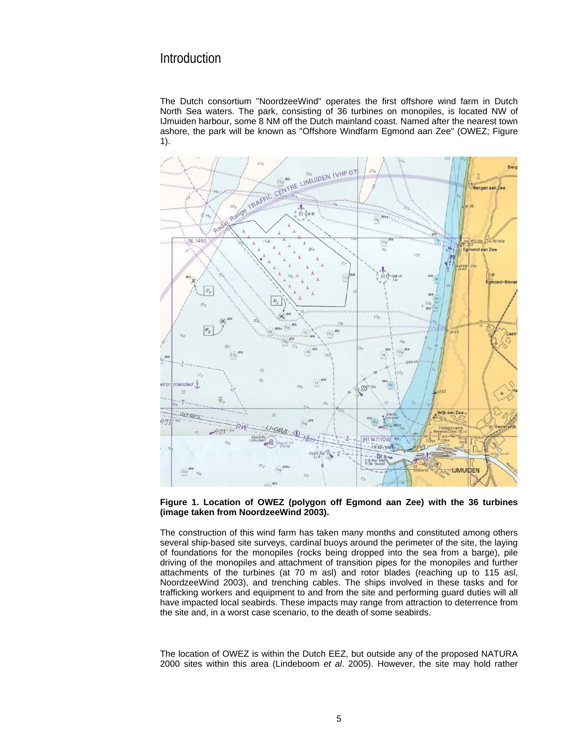# Introduction

The Dutch consortium "NoordzeeWind" operates the first offshore wind farm in Dutch North Sea waters. The park, consisting of 36 turbines on monopiles, is located NW of IJmuiden harbour, some 8 NM off the Dutch mainland coast. Named after the nearest town ashore, the park will be known as "Offshore Windfarm Egmond aan Zee" (OWEZ; Figure 1).

**Figure 1. Location of OWEZ (polygon off Egmond aan Zee) with the 36 turbines (image taken from NoordzeeWind 2003).**

The construction of this wind farm has taken many months and constituted among others several ship-based site surveys, cardinal buoys around the perimeter of the site, the laying of foundations for the monopiles (rocks being dropped into the sea from a barge), pile driving of the monopiles and attachment of transition pipes for the monopiles and further attachments of the turbines (at 70 m asl) and rotor blades (reaching up to 115 asl, NoordzeeWind 2003), and trenching cables. The ships involved in these tasks and for trafficking workers and equipment to and from the site and performing guard duties will all have impacted local seabirds. These impacts may range from attraction to deterrence from the site and, in a worst case scenario, to the death of some seabirds.

The location of OWEZ is within the Dutch EEZ, but outside any of the proposed NATURA 2000 sites within this area (Lindeboom *et al*. 2005). However, the site may hold rather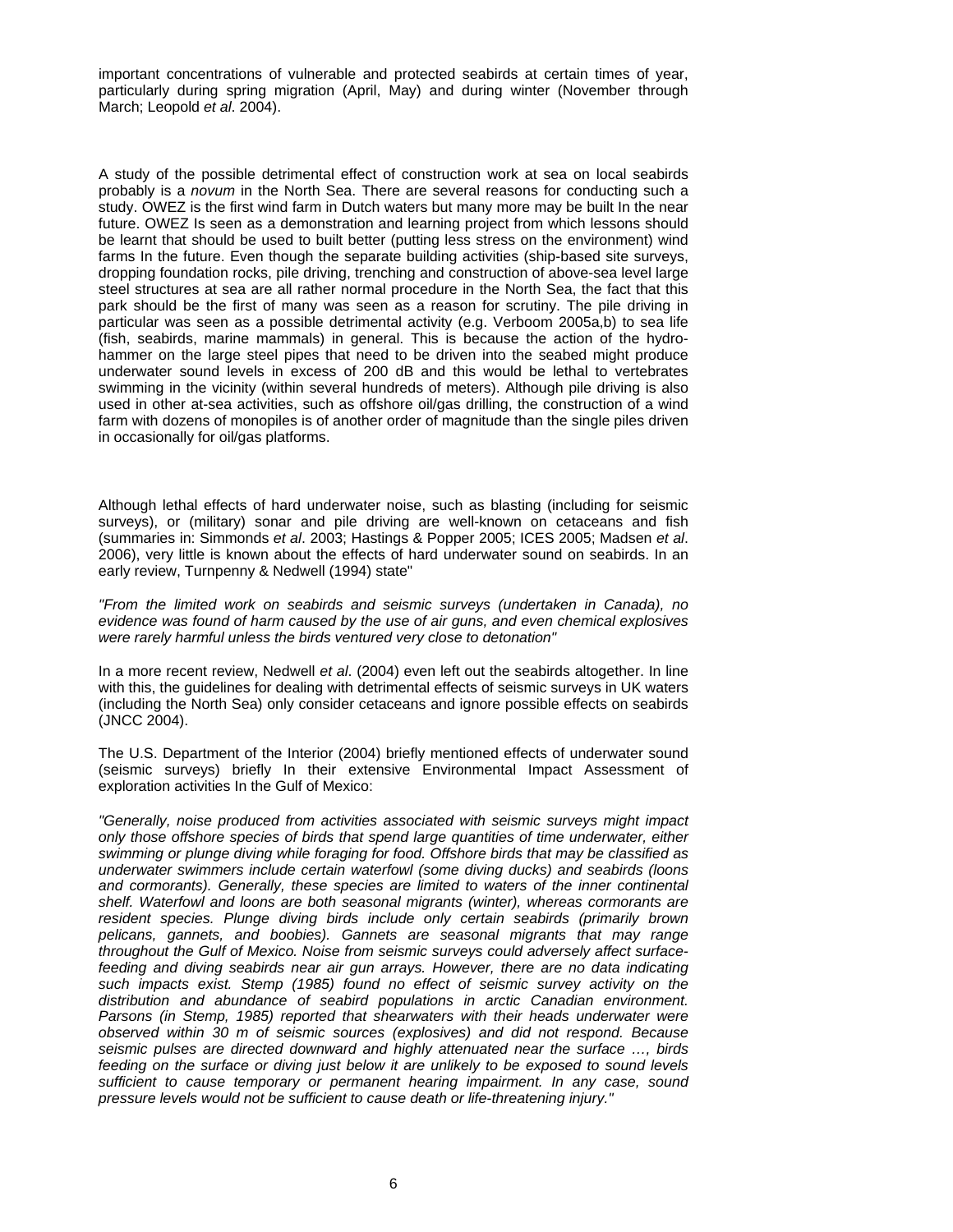important concentrations of vulnerable and protected seabirds at certain times of year, particularly during spring migration (April, May) and during winter (November through March; Leopold *et al*. 2004).

A study of the possible detrimental effect of construction work at sea on local seabirds probably is a *novum* in the North Sea. There are several reasons for conducting such a study. OWEZ is the first wind farm in Dutch waters but many more may be built In the near future. OWEZ Is seen as a demonstration and learning project from which lessons should be learnt that should be used to built better (putting less stress on the environment) wind farms In the future. Even though the separate building activities (ship-based site surveys, dropping foundation rocks, pile driving, trenching and construction of above-sea level large steel structures at sea are all rather normal procedure in the North Sea, the fact that this park should be the first of many was seen as a reason for scrutiny. The pile driving in particular was seen as a possible detrimental activity (e.g. Verboom 2005a,b) to sea life (fish, seabirds, marine mammals) in general. This is because the action of the hydro-hammer on the large steel pipes that need to be driven into the seabed might produce underwater sound levels in excess of 200 dB and this would be lethal to vertebrates swimming in the vicinity (within several hundreds of meters). Although pile driving is also used in other at-sea activities, such as offshore oil/gas drilling, the construction of a wind farm with dozens of monopiles is of another order of magnitude than the single piles driven in occasionally for oil/gas platforms.

Although lethal effects of hard underwater noise, such as blasting (including for seismic surveys), or (military) sonar and pile driving are well-known on cetaceans and fish (summaries in: Simmonds *et al*. 2003; Hastings & Popper 2005; ICES 2005; Madsen *et al*. 2006), very little is known about the effects of hard underwater sound on seabirds. In an early review, Turnpenny & Nedwell (1994) state"

*"From the limited work on seabirds and seismic surveys (undertaken in Canada), no evidence was found of harm caused by the use of air guns, and even chemical explosives were rarely harmful unless the birds ventured very close to detonation"*

In a more recent review, Nedwell *et al*. (2004) even left out the seabirds altogether. In line with this, the guidelines for dealing with detrimental effects of seismic surveys in UK waters (including the North Sea) only consider cetaceans and ignore possible effects on seabirds (JNCC 2004).

The U.S. Department of the Interior (2004) briefly mentioned effects of underwater sound (seismic surveys) briefly In their extensive Environmental Impact Assessment of exploration activities In the Gulf of Mexico:

*"Generally, noise produced from activities associated with seismic surveys might impact only those offshore species of birds that spend large quantities of time underwater, either swimming or plunge diving while foraging for food. Offshore birds that may be classified as underwater swimmers include certain waterfowl (some diving ducks) and seabirds (loons and cormorants). Generally, these species are limited to waters of the inner continental shelf. Waterfowl and loons are both seasonal migrants (winter), whereas cormorants are resident species. Plunge diving birds include only certain seabirds (primarily brown pelicans, gannets, and boobies). Gannets are seasonal migrants that may range throughout the Gulf of Mexico. Noise from seismic surveys could adversely affect surface-feeding and diving seabirds near air gun arrays. However, there are no data indicating such impacts exist. Stemp (1985) found no effect of seismic survey activity on the distribution and abundance of seabird populations in arctic Canadian environment. Parsons (in Stemp, 1985) reported that shearwaters with their heads underwater were observed within 30 m of seismic sources (explosives) and did not respond. Because seismic pulses are directed downward and highly attenuated near the surface …, birds feeding on the surface or diving just below it are unlikely to be exposed to sound levels sufficient to cause temporary or permanent hearing impairment. In any case, sound pressure levels would not be sufficient to cause death or life-threatening injury."*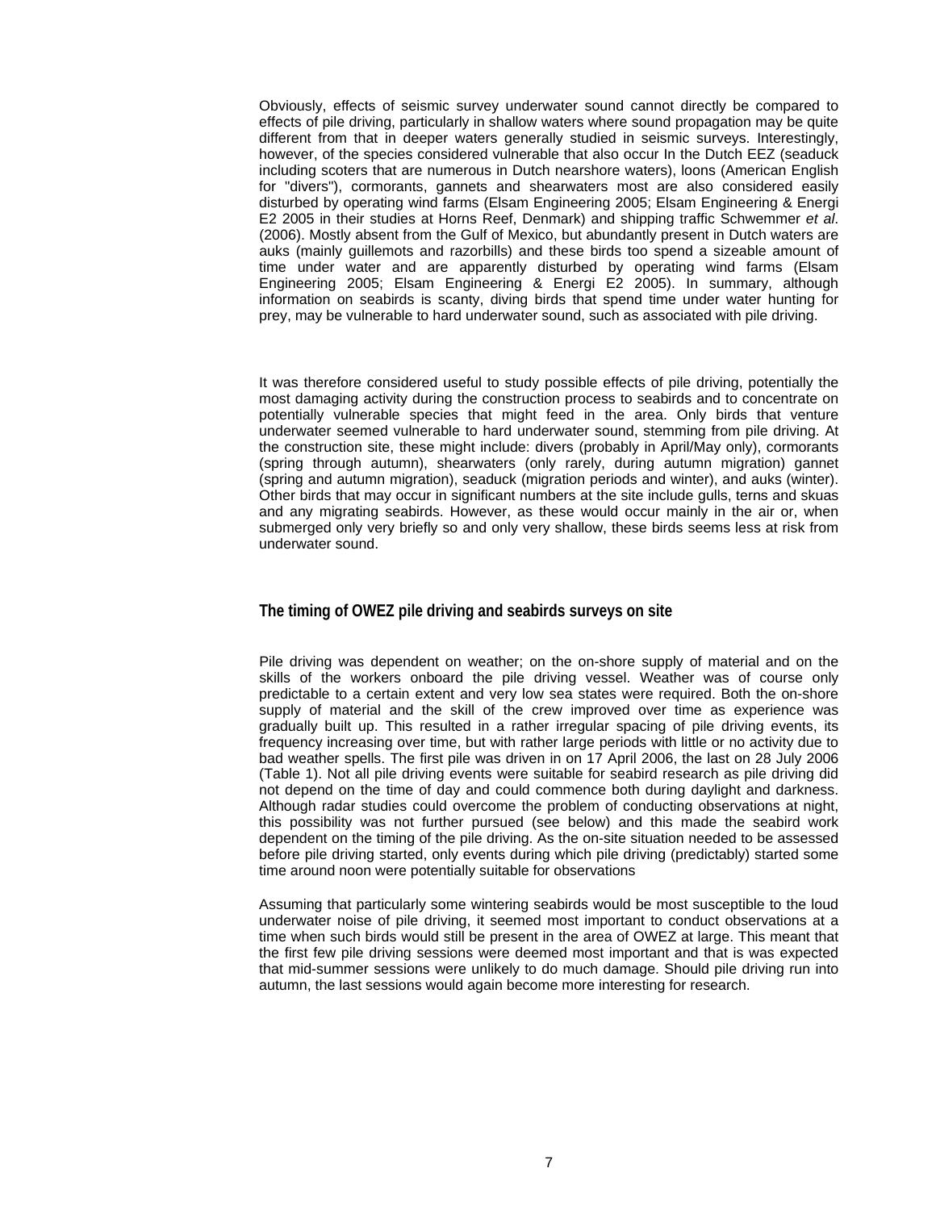Obviously, effects of seismic survey underwater sound cannot directly be compared to effects of pile driving, particularly in shallow waters where sound propagation may be quite different from that in deeper waters generally studied in seismic surveys. Interestingly, however, of the species considered vulnerable that also occur In the Dutch EEZ (seaduck including scoters that are numerous in Dutch nearshore waters), loons (American English for "divers"), cormorants, gannets and shearwaters most are also considered easily disturbed by operating wind farms (Elsam Engineering 2005; Elsam Engineering & Energi E2 2005 in their studies at Horns Reef, Denmark) and shipping traffic Schwemmer *et al*. (2006). Mostly absent from the Gulf of Mexico, but abundantly present in Dutch waters are auks (mainly guillemots and razorbills) and these birds too spend a sizeable amount of time under water and are apparently disturbed by operating wind farms (Elsam Engineering 2005; Elsam Engineering & Energi E2 2005). In summary, although information on seabirds is scanty, diving birds that spend time under water hunting for prey, may be vulnerable to hard underwater sound, such as associated with pile driving.

It was therefore considered useful to study possible effects of pile driving, potentially the most damaging activity during the construction process to seabirds and to concentrate on potentially vulnerable species that might feed in the area. Only birds that venture underwater seemed vulnerable to hard underwater sound, stemming from pile driving. At the construction site, these might include: divers (probably in April/May only), cormorants (spring through autumn), shearwaters (only rarely, during autumn migration) gannet (spring and autumn migration), seaduck (migration periods and winter), and auks (winter). Other birds that may occur in significant numbers at the site include gulls, terns and skuas and any migrating seabirds. However, as these would occur mainly in the air or, when submerged only very briefly so and only very shallow, these birds seems less at risk from underwater sound.

## The timing of OWEZ pile driving and seabirds surveys on site

Pile driving was dependent on weather; on the on-shore supply of material and on the skills of the workers onboard the pile driving vessel. Weather was of course only predictable to a certain extent and very low sea states were required. Both the on-shore supply of material and the skill of the crew improved over time as experience was gradually built up. This resulted in a rather irregular spacing of pile driving events, its frequency increasing over time, but with rather large periods with little or no activity due to bad weather spells. The first pile was driven in on 17 April 2006, the last on 28 July 2006 (Table 1). Not all pile driving events were suitable for seabird research as pile driving did not depend on the time of day and could commence both during daylight and darkness. Although radar studies could overcome the problem of conducting observations at night, this possibility was not further pursued (see below) and this made the seabird work dependent on the timing of the pile driving. As the on-site situation needed to be assessed before pile driving started, only events during which pile driving (predictably) started some time around noon were potentially suitable for observations

Assuming that particularly some wintering seabirds would be most susceptible to the loud underwater noise of pile driving, it seemed most important to conduct observations at a time when such birds would still be present in the area of OWEZ at large. This meant that the first few pile driving sessions were deemed most important and that is was expected that mid-summer sessions were unlikely to do much damage. Should pile driving run into autumn, the last sessions would again become more interesting for research.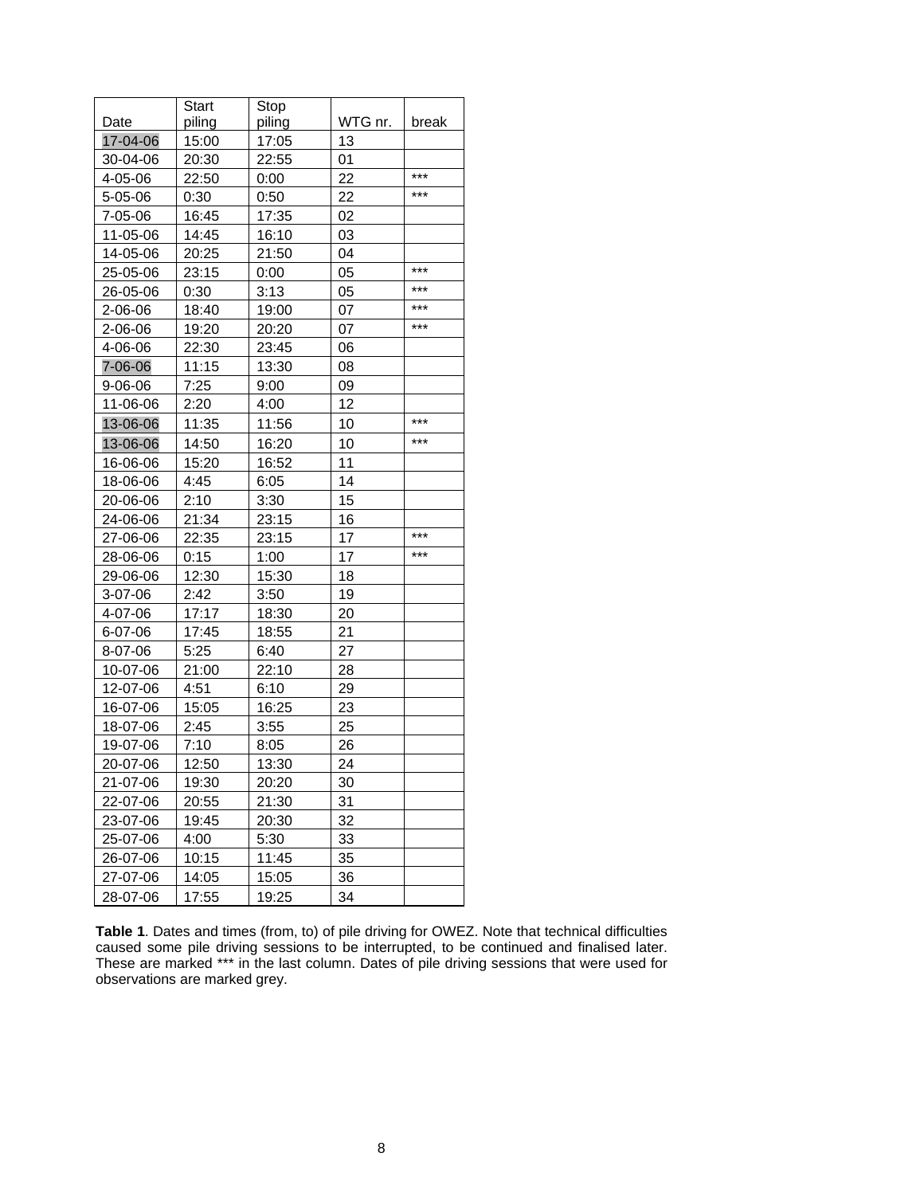| Date | Start piling | Stop piling | WTG nr. | break |
|---|---|---|---|---|
| 17-04-06 | 15:00 | 17:05 | 13 | |
| 30-04-06 | 20:30 | 22:55 | 01 | |
| 4-05-06 | 22:50 | 0:00 | 22 | *** |
| 5-05-06 | 0:30 | 0:50 | 22 | *** |
| 7-05-06 | 16:45 | 17:35 | 02 | |
| 11-05-06 | 14:45 | 16:10 | 03 | |
| 14-05-06 | 20:25 | 21:50 | 04 | |
| 25-05-06 | 23:15 | 0:00 | 05 | *** |
| 26-05-06 | 0:30 | 3:13 | 05 | *** |
| 2-06-06 | 18:40 | 19:00 | 07 | *** |
| 2-06-06 | 19:20 | 20:20 | 07 | *** |
| 4-06-06 | 22:30 | 23:45 | 06 | |
| 7-06-06 | 11:15 | 13:30 | 08 | |
| 9-06-06 | 7:25 | 9:00 | 09 | |
| 11-06-06 | 2:20 | 4:00 | 12 | |
| 13-06-06 | 11:35 | 11:56 | 10 | *** |
| 13-06-06 | 14:50 | 16:20 | 10 | *** |
| 16-06-06 | 15:20 | 16:52 | 11 | |
| 18-06-06 | 4:45 | 6:05 | 14 | |
| 20-06-06 | 2:10 | 3:30 | 15 | |
| 24-06-06 | 21:34 | 23:15 | 16 | |
| 27-06-06 | 22:35 | 23:15 | 17 | *** |
| 28-06-06 | 0:15 | 1:00 | 17 | *** |
| 29-06-06 | 12:30 | 15:30 | 18 | |
| 3-07-06 | 2:42 | 3:50 | 19 | |
| 4-07-06 | 17:17 | 18:30 | 20 | |
| 6-07-06 | 17:45 | 18:55 | 21 | |
| 8-07-06 | 5:25 | 6:40 | 27 | |
| 10-07-06 | 21:00 | 22:10 | 28 | |
| 12-07-06 | 4:51 | 6:10 | 29 | |
| 16-07-06 | 15:05 | 16:25 | 23 | |
| 18-07-06 | 2:45 | 3:55 | 25 | |
| 19-07-06 | 7:10 | 8:05 | 26 | |
| 20-07-06 | 12:50 | 13:30 | 24 | |
| 21-07-06 | 19:30 | 20:20 | 30 | |
| 22-07-06 | 20:55 | 21:30 | 31 | |
| 23-07-06 | 19:45 | 20:30 | 32 | |
| 25-07-06 | 4:00 | 5:30 | 33 | |
| 26-07-06 | 10:15 | 11:45 | 35 | |
| 27-07-06 | 14:05 | 15:05 | 36 | |
| 28-07-06 | 17:55 | 19:25 | 34 | |

**Table 1**. Dates and times (from, to) of pile driving for OWEZ. Note that technical difficulties caused some pile driving sessions to be interrupted, to be continued and finalised later. These are marked *** in the last column. Dates of pile driving sessions that were used for observations are marked grey.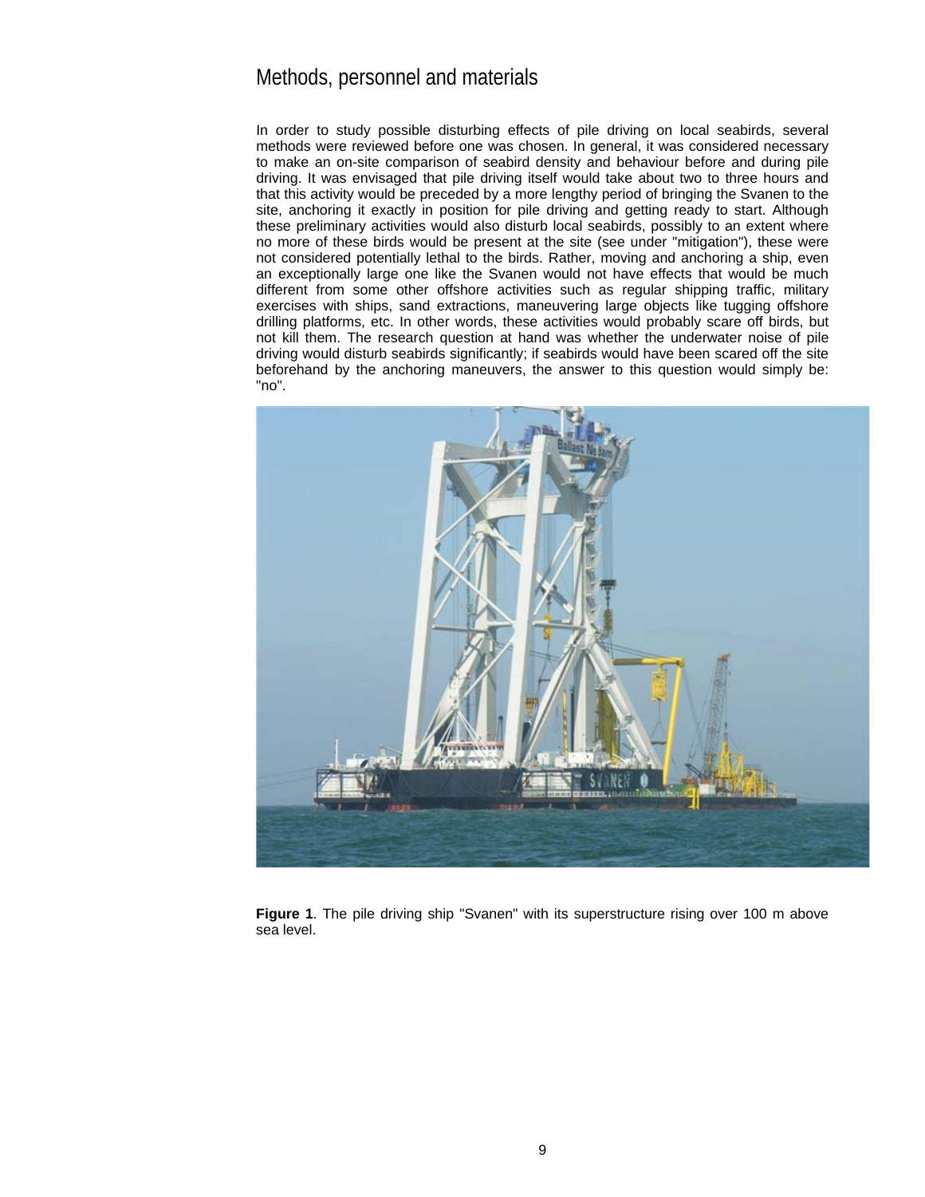## Methods, personnel and materials

In order to study possible disturbing effects of pile driving on local seabirds, several methods were reviewed before one was chosen. In general, it was considered necessary to make an on-site comparison of seabird density and behaviour before and during pile driving. It was envisaged that pile driving itself would take about two to three hours and that this activity would be preceded by a more lengthy period of bringing the Svanen to the site, anchoring it exactly in position for pile driving and getting ready to start. Although these preliminary activities would also disturb local seabirds, possibly to an extent where no more of these birds would be present at the site (see under "mitigation"), these were not considered potentially lethal to the birds. Rather, moving and anchoring a ship, even an exceptionally large one like the Svanen would not have effects that would be much different from some other offshore activities such as regular shipping traffic, military exercises with ships, sand extractions, maneuvering large objects like tugging offshore drilling platforms, etc. In other words, these activities would probably scare off birds, but not kill them. The research question at hand was whether the underwater noise of pile driving would disturb seabirds significantly; if seabirds would have been scared off the site beforehand by the anchoring maneuvers, the answer to this question would simply be: "no".

**Figure 1**. The pile driving ship "Svanen" with its superstructure rising over 100 m above sea level.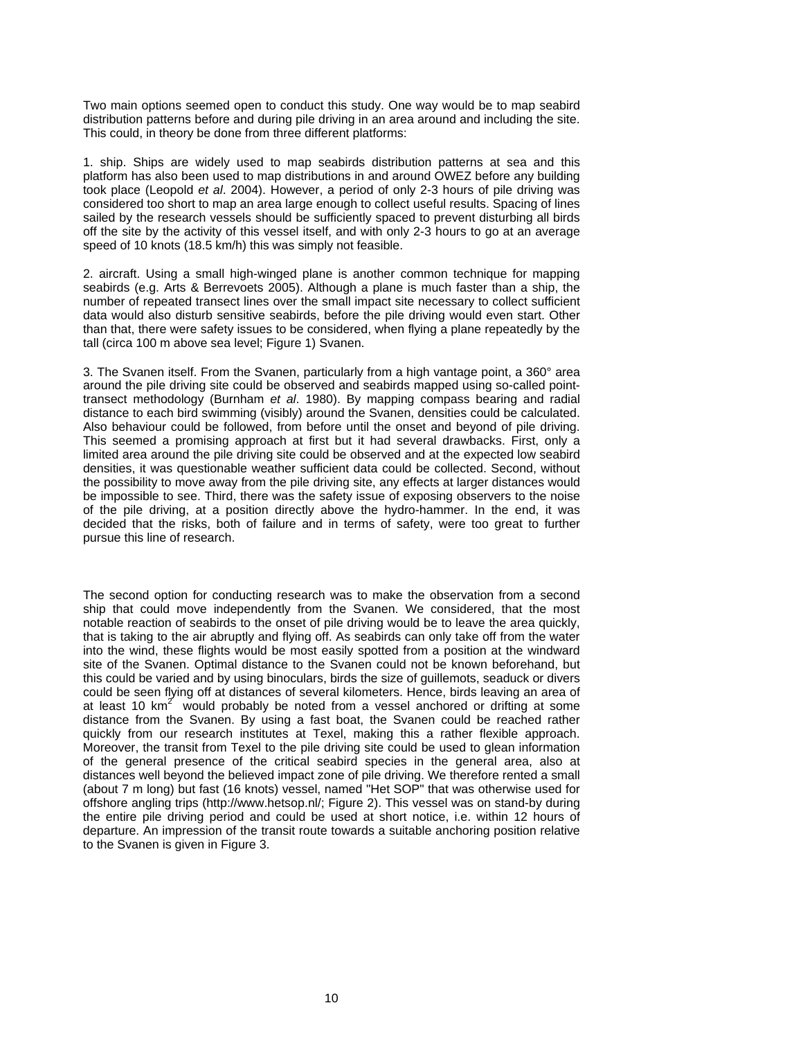Two main options seemed open to conduct this study. One way would be to map seabird distribution patterns before and during pile driving in an area around and including the site. This could, in theory be done from three different platforms:

1. ship. Ships are widely used to map seabirds distribution patterns at sea and this platform has also been used to map distributions in and around OWEZ before any building took place (Leopold *et al*. 2004). However, a period of only 2-3 hours of pile driving was considered too short to map an area large enough to collect useful results. Spacing of lines sailed by the research vessels should be sufficiently spaced to prevent disturbing all birds off the site by the activity of this vessel itself, and with only 2-3 hours to go at an average speed of 10 knots (18.5 km/h) this was simply not feasible.

2. aircraft. Using a small high-winged plane is another common technique for mapping seabirds (e.g. Arts & Berrevoets 2005). Although a plane is much faster than a ship, the number of repeated transect lines over the small impact site necessary to collect sufficient data would also disturb sensitive seabirds, before the pile driving would even start. Other than that, there were safety issues to be considered, when flying a plane repeatedly by the tall (circa 100 m above sea level; Figure 1) Svanen.

3. The Svanen itself. From the Svanen, particularly from a high vantage point, a 360° area around the pile driving site could be observed and seabirds mapped using so-called point-transect methodology (Burnham *et al*. 1980). By mapping compass bearing and radial distance to each bird swimming (visibly) around the Svanen, densities could be calculated. Also behaviour could be followed, from before until the onset and beyond of pile driving. This seemed a promising approach at first but it had several drawbacks. First, only a limited area around the pile driving site could be observed and at the expected low seabird densities, it was questionable weather sufficient data could be collected. Second, without the possibility to move away from the pile driving site, any effects at larger distances would be impossible to see. Third, there was the safety issue of exposing observers to the noise of the pile driving, at a position directly above the hydro-hammer. In the end, it was decided that the risks, both of failure and in terms of safety, were too great to further pursue this line of research.

The second option for conducting research was to make the observation from a second ship that could move independently from the Svanen. We considered, that the most notable reaction of seabirds to the onset of pile driving would be to leave the area quickly, that is taking to the air abruptly and flying off. As seabirds can only take off from the water into the wind, these flights would be most easily spotted from a position at the windward site of the Svanen. Optimal distance to the Svanen could not be known beforehand, but this could be varied and by using binoculars, birds the size of guillemots, seaduck or divers could be seen flying off at distances of several kilometers. Hence, birds leaving an area of at least 10 km$^2$ would probably be noted from a vessel anchored or drifting at some distance from the Svanen. By using a fast boat, the Svanen could be reached rather quickly from our research institutes at Texel, making this a rather flexible approach. Moreover, the transit from Texel to the pile driving site could be used to glean information of the general presence of the critical seabird species in the general area, also at distances well beyond the believed impact zone of pile driving. We therefore rented a small (about 7 m long) but fast (16 knots) vessel, named "Het SOP" that was otherwise used for offshore angling trips (http://www.hetsop.nl/; Figure 2). This vessel was on stand-by during the entire pile driving period and could be used at short notice, i.e. within 12 hours of departure. An impression of the transit route towards a suitable anchoring position relative to the Svanen is given in Figure 3.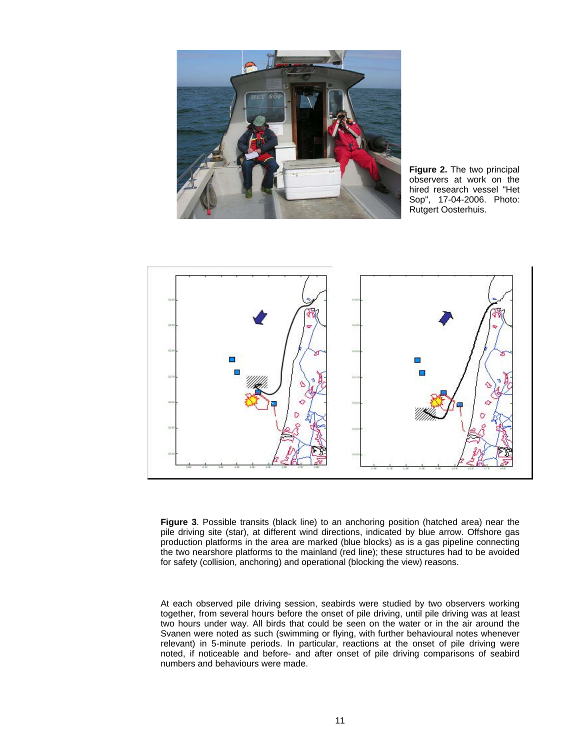**Figure 2.** The two principal observers at work on the hired research vessel "Het Sop", 17-04-2006. Photo: Rutgert Oosterhuis.

**Figure 3**. Possible transits (black line) to an anchoring position (hatched area) near the pile driving site (star), at different wind directions, indicated by blue arrow. Offshore gas production platforms in the area are marked (blue blocks) as is a gas pipeline connecting the two nearshore platforms to the mainland (red line); these structures had to be avoided for safety (collision, anchoring) and operational (blocking the view) reasons.

At each observed pile driving session, seabirds were studied by two observers working together, from several hours before the onset of pile driving, until pile driving was at least two hours under way. All birds that could be seen on the water or in the air around the Svanen were noted as such (swimming or flying, with further behavioural notes whenever relevant) in 5-minute periods. In particular, reactions at the onset of pile driving were noted, if noticeable and before- and after onset of pile driving comparisons of seabird numbers and behaviours were made.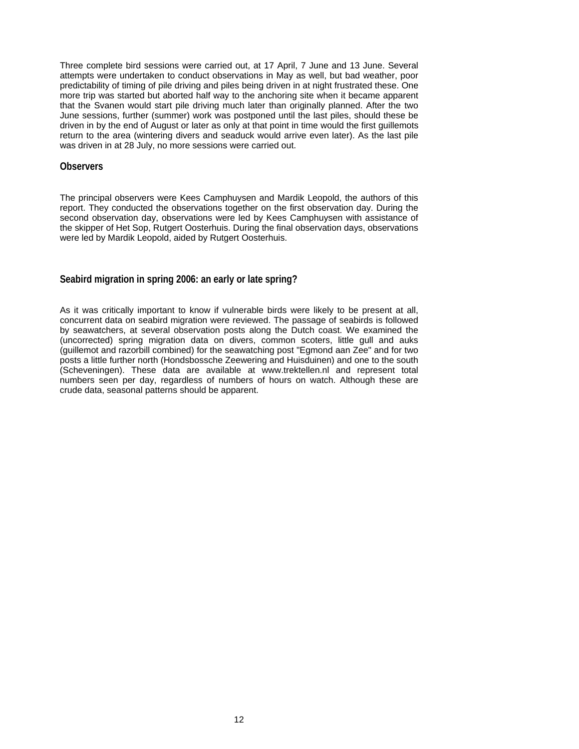Three complete bird sessions were carried out, at 17 April, 7 June and 13 June. Several attempts were undertaken to conduct observations in May as well, but bad weather, poor predictability of timing of pile driving and piles being driven in at night frustrated these. One more trip was started but aborted half way to the anchoring site when it became apparent that the Svanen would start pile driving much later than originally planned. After the two June sessions, further (summer) work was postponed until the last piles, should these be driven in by the end of August or later as only at that point in time would the first guillemots return to the area (wintering divers and seaduck would arrive even later). As the last pile was driven in at 28 July, no more sessions were carried out.

## Observers

The principal observers were Kees Camphuysen and Mardik Leopold, the authors of this report. They conducted the observations together on the first observation day. During the second observation day, observations were led by Kees Camphuysen with assistance of the skipper of Het Sop, Rutgert Oosterhuis. During the final observation days, observations were led by Mardik Leopold, aided by Rutgert Oosterhuis.

## Seabird migration in spring 2006: an early or late spring?

As it was critically important to know if vulnerable birds were likely to be present at all, concurrent data on seabird migration were reviewed. The passage of seabirds is followed by seawatchers, at several observation posts along the Dutch coast. We examined the (uncorrected) spring migration data on divers, common scoters, little gull and auks (guillemot and razorbill combined) for the seawatching post "Egmond aan Zee" and for two posts a little further north (Hondsbossche Zeewering and Huisduinen) and one to the south (Scheveningen). These data are available at www.trektellen.nl and represent total numbers seen per day, regardless of numbers of hours on watch. Although these are crude data, seasonal patterns should be apparent.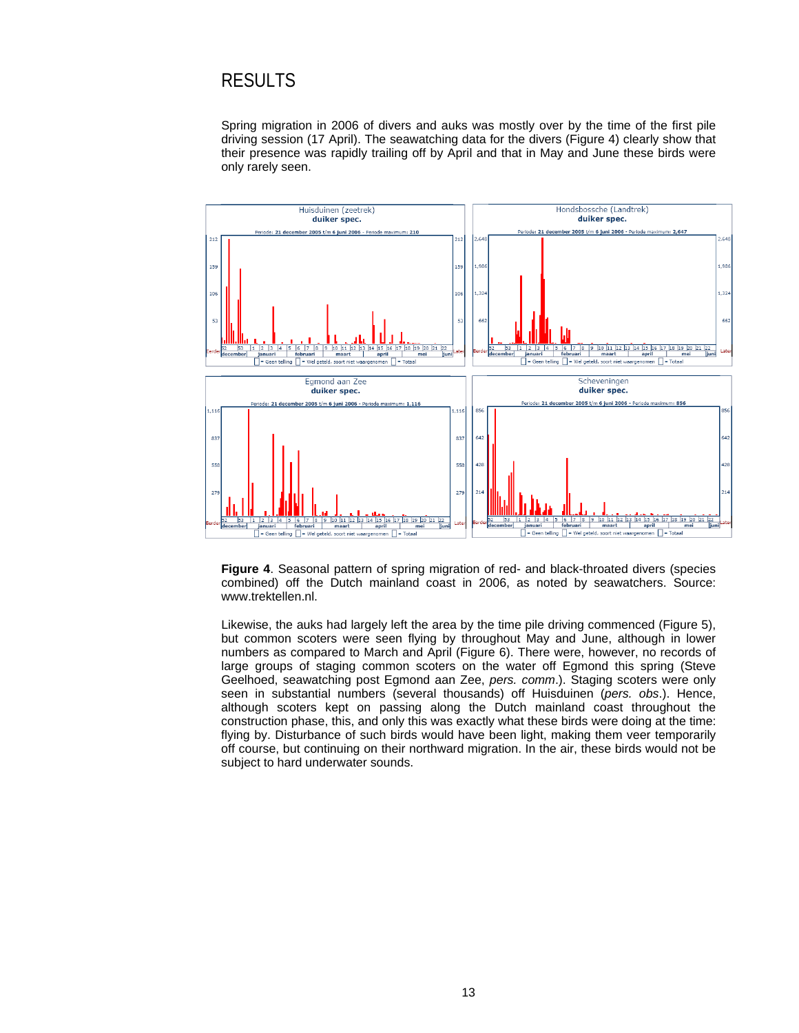# RESULTS

Spring migration in 2006 of divers and auks was mostly over by the time of the first pile driving session (17 April). The seawatching data for the divers (Figure 4) clearly show that their presence was rapidly trailing off by April and that in May and June these birds were only rarely seen.

**Figure 4**. Seasonal pattern of spring migration of red- and black-throated divers (species combined) off the Dutch mainland coast in 2006, as noted by seawatchers. Source: www.trektellen.nl.

Likewise, the auks had largely left the area by the time pile driving commenced (Figure 5), but common scoters were seen flying by throughout May and June, although in lower numbers as compared to March and April (Figure 6). There were, however, no records of large groups of staging common scoters on the water off Egmond this spring (Steve Geelhoed, seawatching post Egmond aan Zee, *pers. comm*.). Staging scoters were only seen in substantial numbers (several thousands) off Huisduinen (*pers. obs*.). Hence, although scoters kept on passing along the Dutch mainland coast throughout the construction phase, this, and only this was exactly what these birds were doing at the time: flying by. Disturbance of such birds would have been light, making them veer temporarily off course, but continuing on their northward migration. In the air, these birds would not be subject to hard underwater sounds.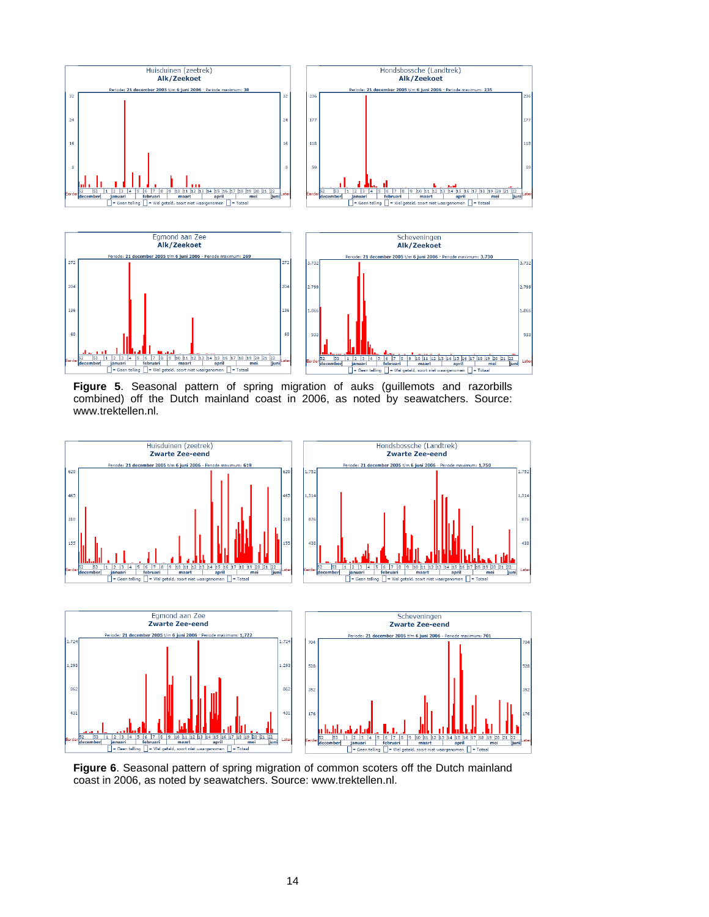**Figure 5**. Seasonal pattern of spring migration of auks (guillemots and razorbills combined) off the Dutch mainland coast in 2006, as noted by seawatchers. Source: www.trektellen.nl.

**Figure 6**. Seasonal pattern of spring migration of common scoters off the Dutch mainland coast in 2006, as noted by seawatchers. Source: www.trektellen.nl.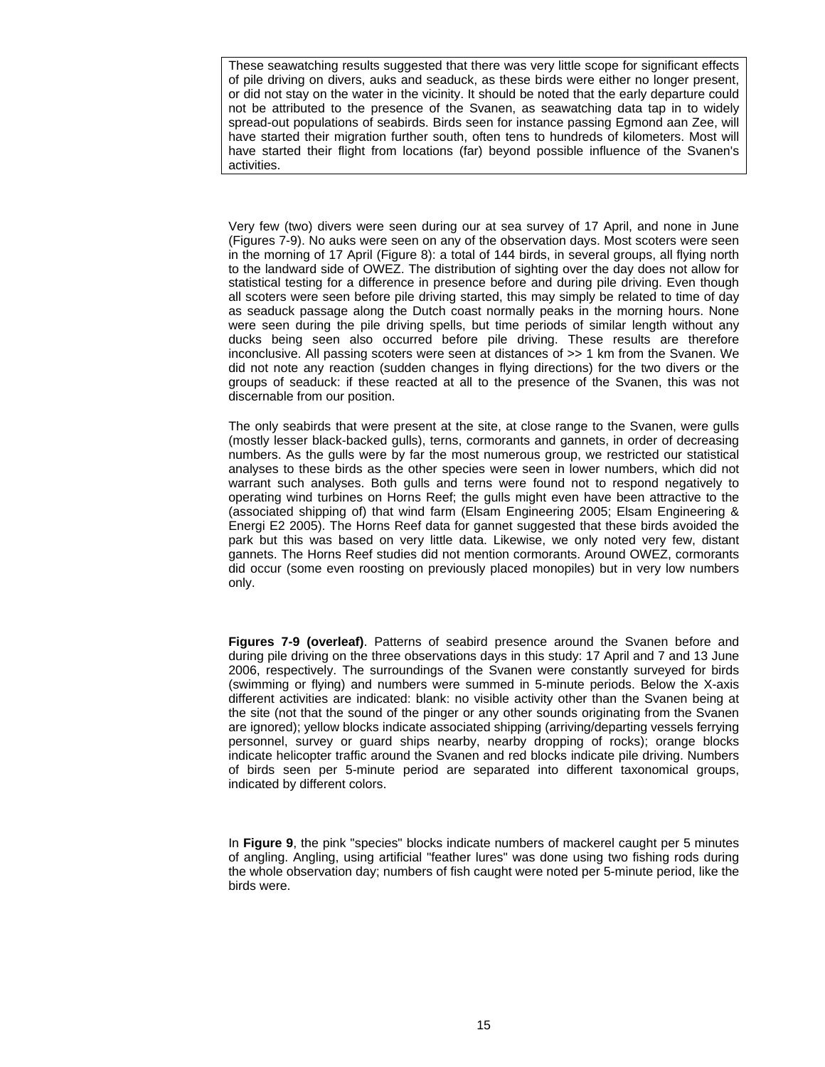These seawatching results suggested that there was very little scope for significant effects of pile driving on divers, auks and seaduck, as these birds were either no longer present, or did not stay on the water in the vicinity. It should be noted that the early departure could not be attributed to the presence of the Svanen, as seawatching data tap in to widely spread-out populations of seabirds. Birds seen for instance passing Egmond aan Zee, will have started their migration further south, often tens to hundreds of kilometers. Most will have started their flight from locations (far) beyond possible influence of the Svanen's activities.

Very few (two) divers were seen during our at sea survey of 17 April, and none in June (Figures 7-9). No auks were seen on any of the observation days. Most scoters were seen in the morning of 17 April (Figure 8): a total of 144 birds, in several groups, all flying north to the landward side of OWEZ. The distribution of sighting over the day does not allow for statistical testing for a difference in presence before and during pile driving. Even though all scoters were seen before pile driving started, this may simply be related to time of day as seaduck passage along the Dutch coast normally peaks in the morning hours. None were seen during the pile driving spells, but time periods of similar length without any ducks being seen also occurred before pile driving. These results are therefore inconclusive. All passing scoters were seen at distances of >> 1 km from the Svanen. We did not note any reaction (sudden changes in flying directions) for the two divers or the groups of seaduck: if these reacted at all to the presence of the Svanen, this was not discernable from our position.

The only seabirds that were present at the site, at close range to the Svanen, were gulls (mostly lesser black-backed gulls), terns, cormorants and gannets, in order of decreasing numbers. As the gulls were by far the most numerous group, we restricted our statistical analyses to these birds as the other species were seen in lower numbers, which did not warrant such analyses. Both gulls and terns were found not to respond negatively to operating wind turbines on Horns Reef; the gulls might even have been attractive to the (associated shipping of) that wind farm (Elsam Engineering 2005; Elsam Engineering & Energi E2 2005). The Horns Reef data for gannet suggested that these birds avoided the park but this was based on very little data. Likewise, we only noted very few, distant gannets. The Horns Reef studies did not mention cormorants. Around OWEZ, cormorants did occur (some even roosting on previously placed monopiles) but in very low numbers only.

**Figures 7-9 (overleaf)**. Patterns of seabird presence around the Svanen before and during pile driving on the three observations days in this study: 17 April and 7 and 13 June 2006, respectively. The surroundings of the Svanen were constantly surveyed for birds (swimming or flying) and numbers were summed in 5-minute periods. Below the X-axis different activities are indicated: blank: no visible activity other than the Svanen being at the site (not that the sound of the pinger or any other sounds originating from the Svanen are ignored); yellow blocks indicate associated shipping (arriving/departing vessels ferrying personnel, survey or guard ships nearby, nearby dropping of rocks); orange blocks indicate helicopter traffic around the Svanen and red blocks indicate pile driving. Numbers of birds seen per 5-minute period are separated into different taxonomical groups, indicated by different colors.

In **Figure 9**, the pink "species" blocks indicate numbers of mackerel caught per 5 minutes of angling. Angling, using artificial "feather lures" was done using two fishing rods during the whole observation day; numbers of fish caught were noted per 5-minute period, like the birds were.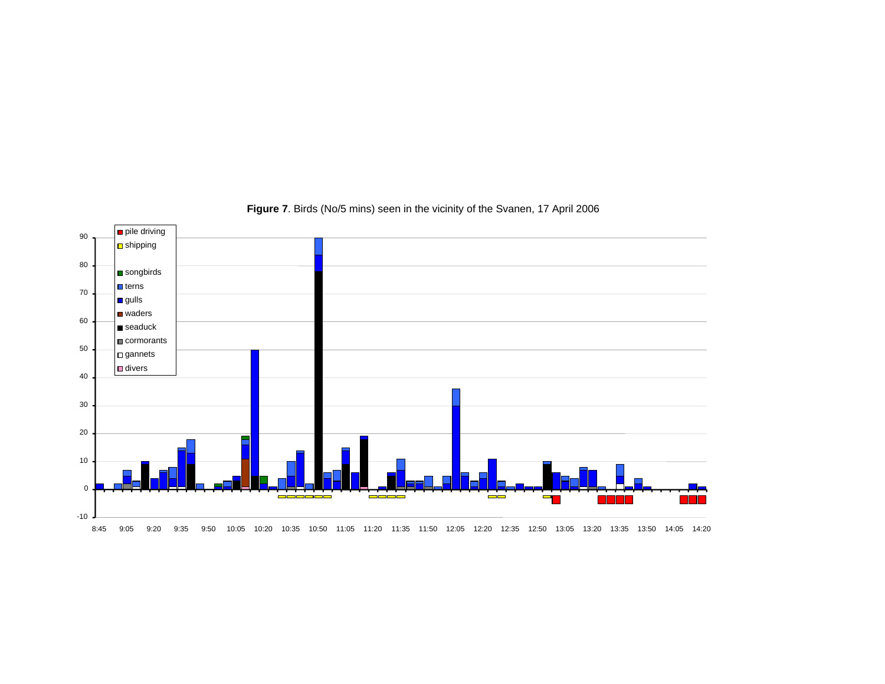**Figure 7**. Birds (No/5 mins) seen in the vicinity of the Svanen, 17 April 2006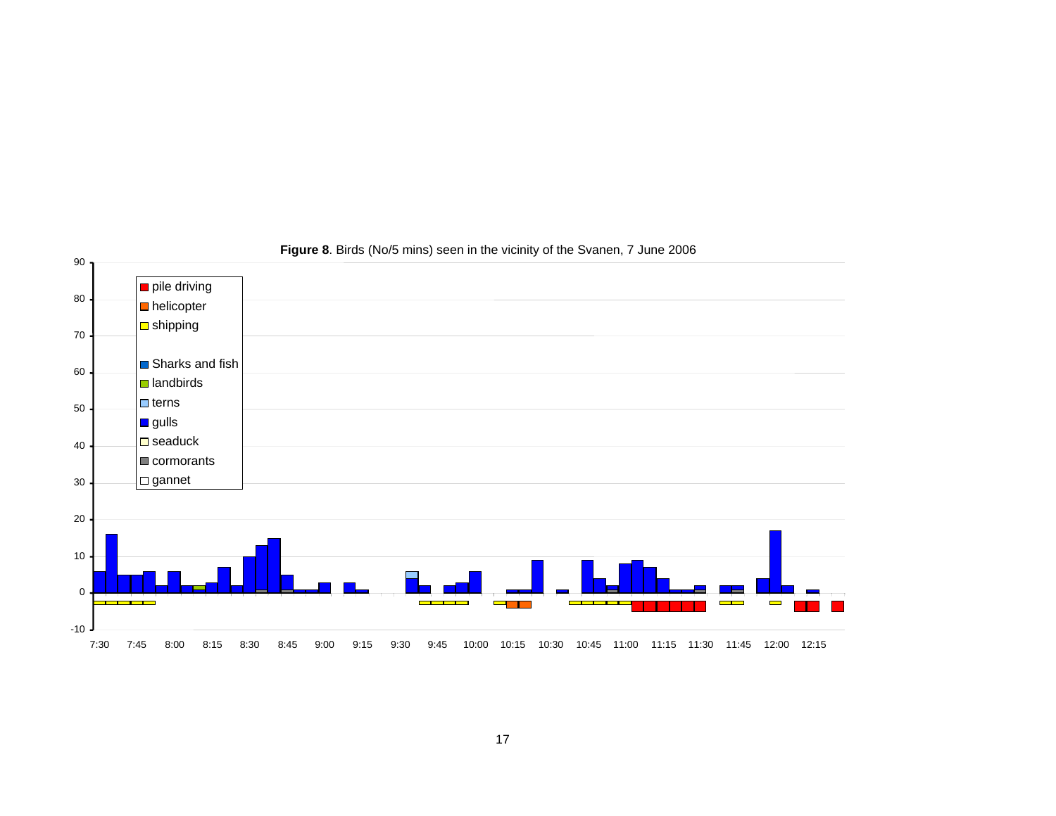**Figure 8**. Birds (No/5 mins) seen in the vicinity of the Svanen, 7 June 2006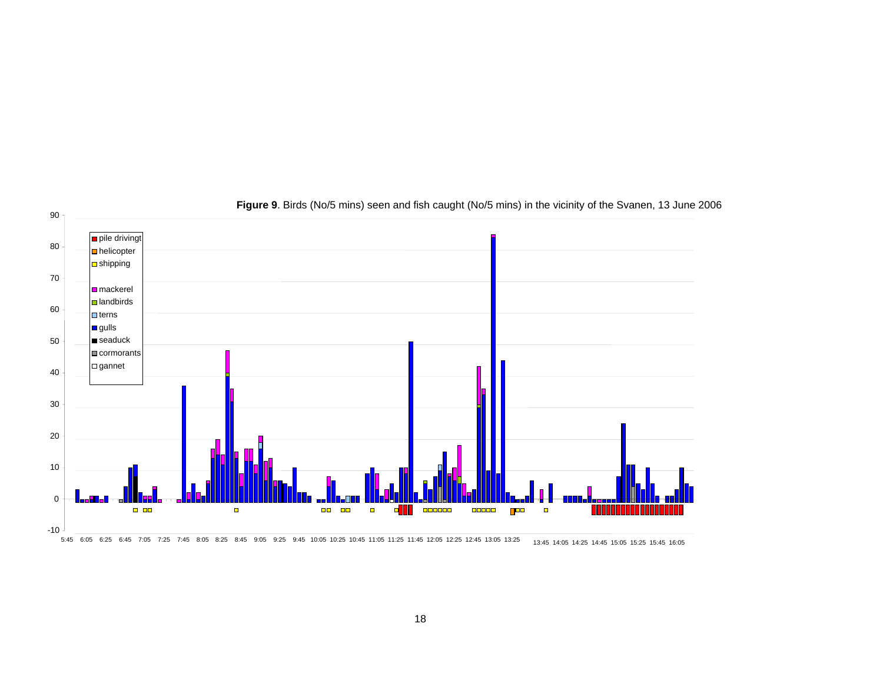**Figure 9**. Birds (No/5 mins) seen and fish caught (No/5 mins) in the vicinity of the Svanen, 13 June 2006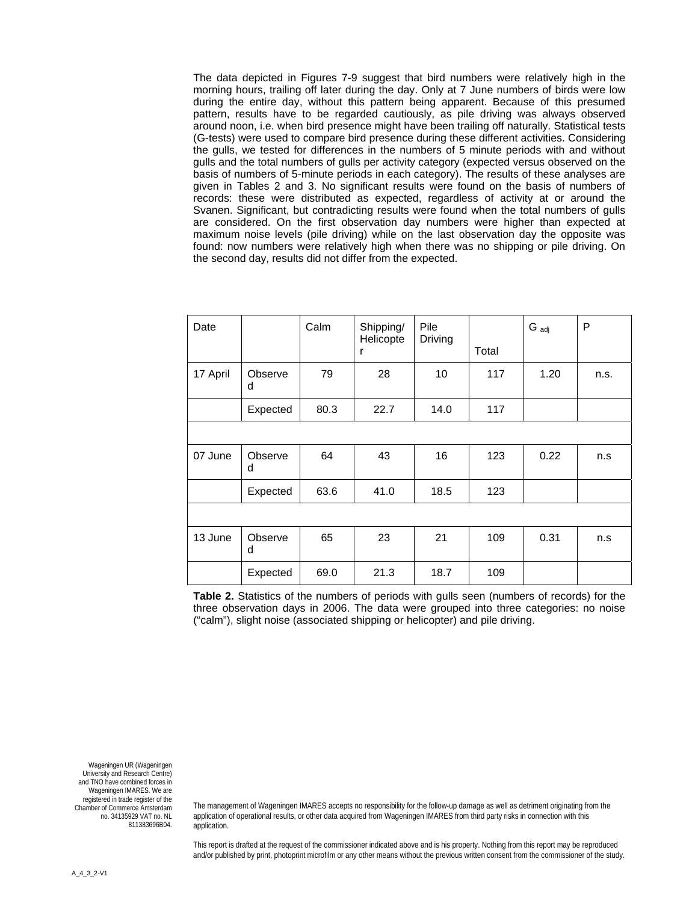The data depicted in Figures 7-9 suggest that bird numbers were relatively high in the morning hours, trailing off later during the day. Only at 7 June numbers of birds were low during the entire day, without this pattern being apparent. Because of this presumed pattern, results have to be regarded cautiously, as pile driving was always observed around noon, i.e. when bird presence might have been trailing off naturally. Statistical tests (G-tests) were used to compare bird presence during these different activities. Considering the gulls, we tested for differences in the numbers of 5 minute periods with and without gulls and the total numbers of gulls per activity category (expected versus observed on the basis of numbers of 5-minute periods in each category). The results of these analyses are given in Tables 2 and 3. No significant results were found on the basis of numbers of records: these were distributed as expected, regardless of activity at or around the Svanen. Significant, but contradicting results were found when the total numbers of gulls are considered. On the first observation day numbers were higher than expected at maximum noise levels (pile driving) while on the last observation day the opposite was found: now numbers were relatively high when there was no shipping or pile driving. On the second day, results did not differ from the expected.

| Date | | Calm | Shipping/ Helicopter | Pile Driving | Total | $G_{adj}$ | P |
|---|---|---|---|---|---|---|---|
| 17 April | Observed | 79 | 28 | 10 | 117 | 1.20 | n.s. |
| | Expected | 80.3 | 22.7 | 14.0 | 117 | | |
| | | | | | | | |
| 07 June | Observed | 64 | 43 | 16 | 123 | 0.22 | n.s |
| | Expected | 63.6 | 41.0 | 18.5 | 123 | | |
| | | | | | | | |
| 13 June | Observed | 65 | 23 | 21 | 109 | 0.31 | n.s |
| | Expected | 69.0 | 21.3 | 18.7 | 109 | | |

**Table 2.** Statistics of the numbers of periods with gulls seen (numbers of records) for the three observation days in 2006. The data were grouped into three categories: no noise ("calm"), slight noise (associated shipping or helicopter) and pile driving.

Wageningen UR (Wageningen University and Research Centre) and TNO have combined forces in Wageningen IMARES. We are registered in trade register of the Chamber of Commerce Amsterdam no. 34135929 VAT no. NL 811383696B04.

The management of Wageningen IMARES accepts no responsibility for the follow-up damage as well as detriment originating from the application of operational results, or other data acquired from Wageningen IMARES from third party risks in connection with this application.

This report is drafted at the request of the commissioner indicated above and is his property. Nothing from this report may be reproduced and/or published by print, photoprint microfilm or any other means without the previous written consent from the commissioner of the study.

A_4_3_2-V1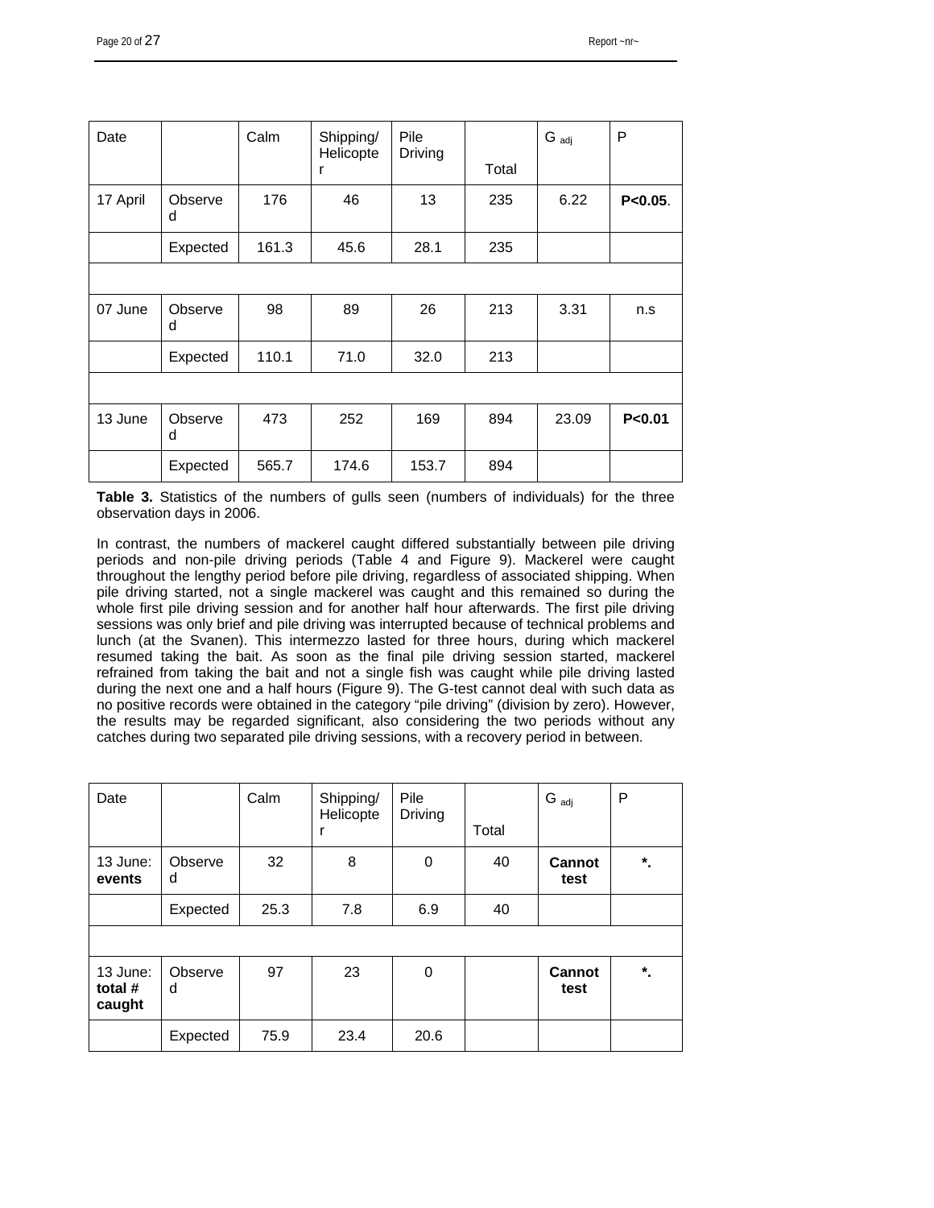| Date | | Calm | Shipping/ Helicopter | Pile Driving | Total | $G_{adj}$ | P |
|---|---|---|---|---|---|---|---|
| 17 April | Observed | 176 | 46 | 13 | 235 | 6.22 | **P<0.05**. |
| | Expected | 161.3 | 45.6 | 28.1 | 235 | | |
| | | | | | | | |
| 07 June | Observed | 98 | 89 | 26 | 213 | 3.31 | n.s |
| | Expected | 110.1 | 71.0 | 32.0 | 213 | | |
| | | | | | | | |
| 13 June | Observed | 473 | 252 | 169 | 894 | 23.09 | **P<0.01** |
| | Expected | 565.7 | 174.6 | 153.7 | 894 | | |

**Table 3.** Statistics of the numbers of gulls seen (numbers of individuals) for the three observation days in 2006.

In contrast, the numbers of mackerel caught differed substantially between pile driving periods and non-pile driving periods (Table 4 and Figure 9). Mackerel were caught throughout the lengthy period before pile driving, regardless of associated shipping. When pile driving started, not a single mackerel was caught and this remained so during the whole first pile driving session and for another half hour afterwards. The first pile driving sessions was only brief and pile driving was interrupted because of technical problems and lunch (at the Svanen). This intermezzo lasted for three hours, during which mackerel resumed taking the bait. As soon as the final pile driving session started, mackerel refrained from taking the bait and not a single fish was caught while pile driving lasted during the next one and a half hours (Figure 9). The G-test cannot deal with such data as no positive records were obtained in the category "pile driving" (division by zero). However, the results may be regarded significant, also considering the two periods without any catches during two separated pile driving sessions, with a recovery period in between.

| Date | | Calm | Shipping/ Helicopter | Pile Driving | Total | $G_{adj}$ | P |
|---|---|---|---|---|---|---|---|
| 13 June: **events** | Observed | 32 | 8 | 0 | 40 | **Cannot test** | **\*.** |
| | Expected | 25.3 | 7.8 | 6.9 | 40 | | |
| | | | | | | | |
| 13 June: **total # caught** | Observed | 97 | 23 | 0 | | **Cannot test** | **\*.** |
| | Expected | 75.9 | 23.4 | 20.6 | | | |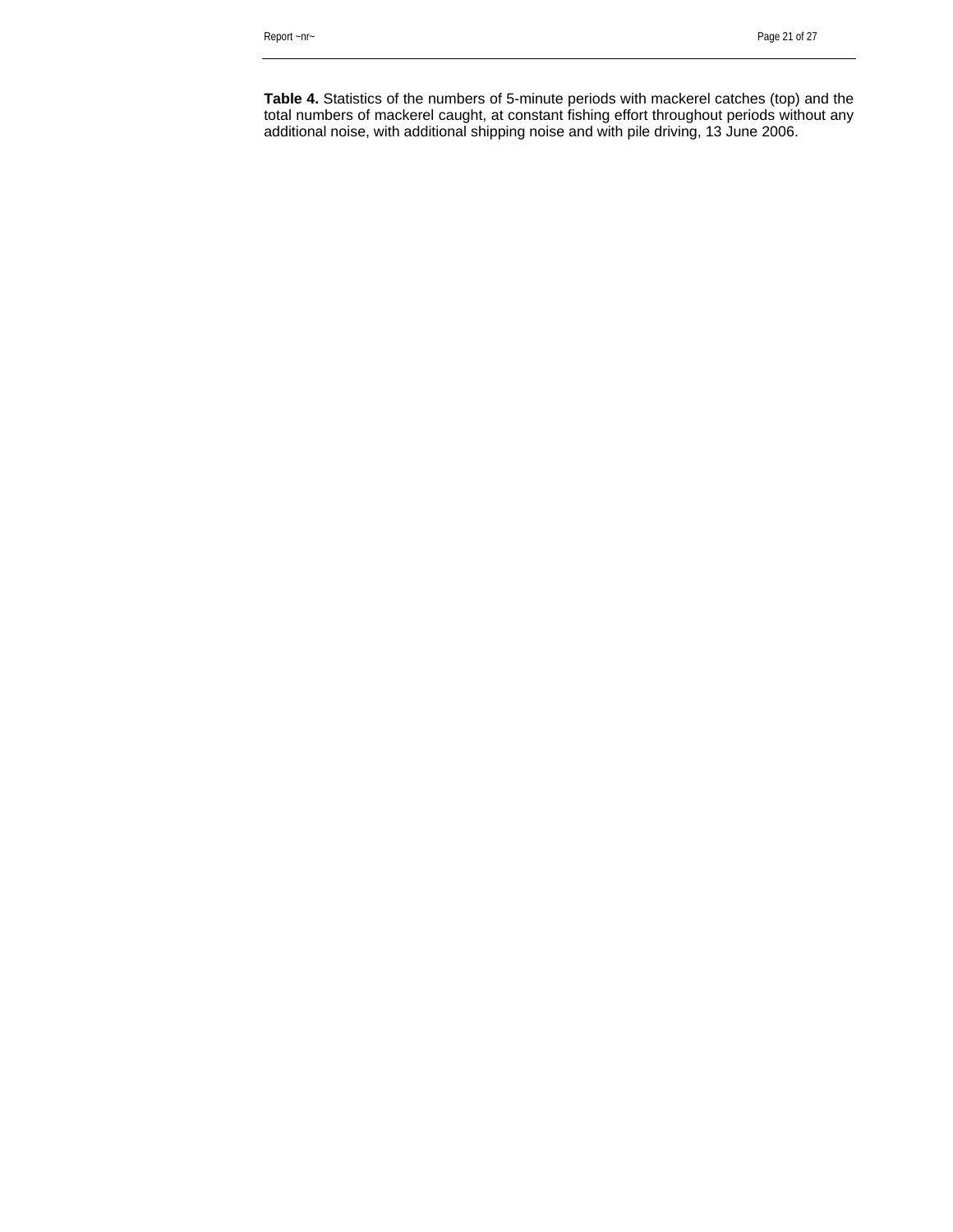**Table 4.** Statistics of the numbers of 5-minute periods with mackerel catches (top) and the total numbers of mackerel caught, at constant fishing effort throughout periods without any additional noise, with additional shipping noise and with pile driving, 13 June 2006.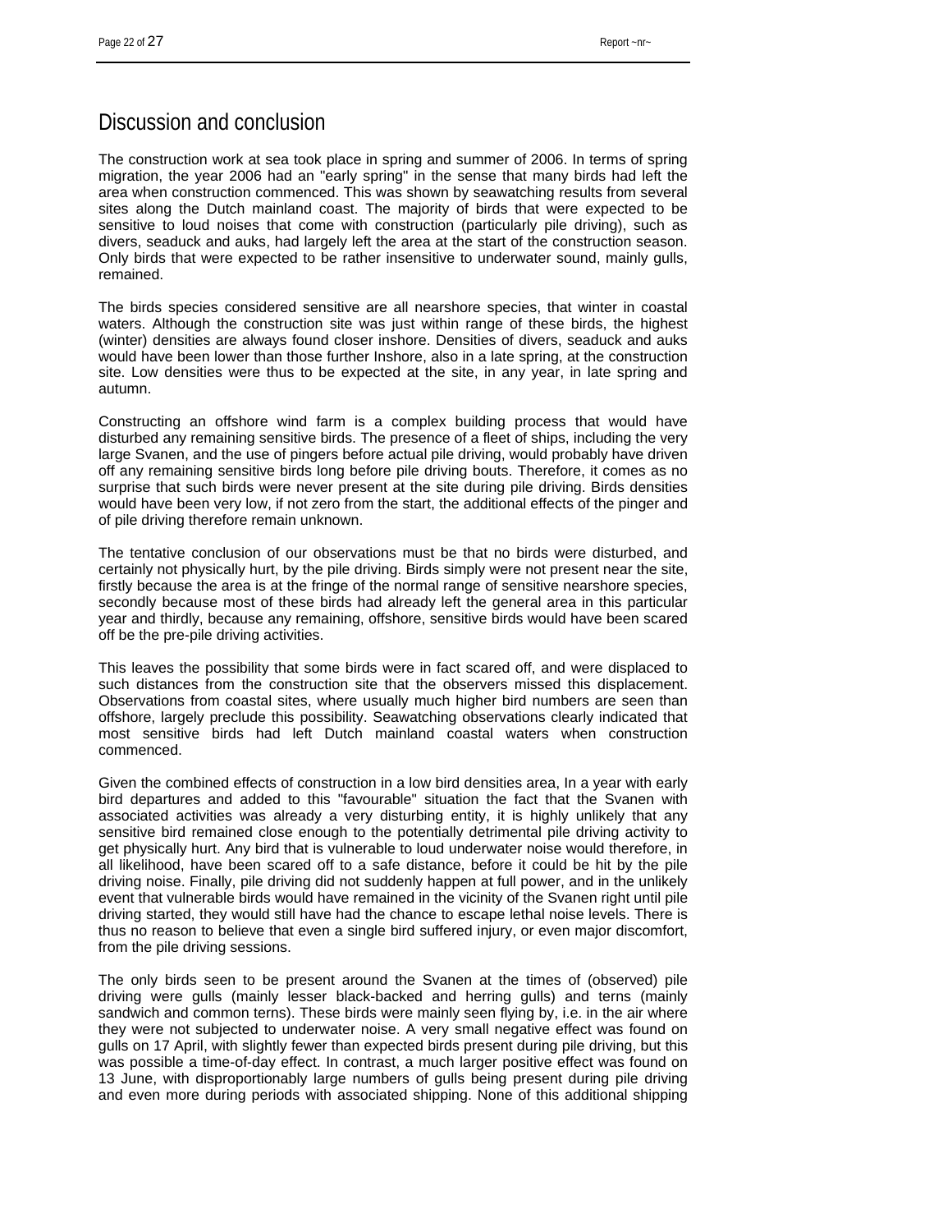# Discussion and conclusion

The construction work at sea took place in spring and summer of 2006. In terms of spring migration, the year 2006 had an "early spring" in the sense that many birds had left the area when construction commenced. This was shown by seawatching results from several sites along the Dutch mainland coast. The majority of birds that were expected to be sensitive to loud noises that come with construction (particularly pile driving), such as divers, seaduck and auks, had largely left the area at the start of the construction season. Only birds that were expected to be rather insensitive to underwater sound, mainly gulls, remained.

The birds species considered sensitive are all nearshore species, that winter in coastal waters. Although the construction site was just within range of these birds, the highest (winter) densities are always found closer inshore. Densities of divers, seaduck and auks would have been lower than those further Inshore, also in a late spring, at the construction site. Low densities were thus to be expected at the site, in any year, in late spring and autumn.

Constructing an offshore wind farm is a complex building process that would have disturbed any remaining sensitive birds. The presence of a fleet of ships, including the very large Svanen, and the use of pingers before actual pile driving, would probably have driven off any remaining sensitive birds long before pile driving bouts. Therefore, it comes as no surprise that such birds were never present at the site during pile driving. Birds densities would have been very low, if not zero from the start, the additional effects of the pinger and of pile driving therefore remain unknown.

The tentative conclusion of our observations must be that no birds were disturbed, and certainly not physically hurt, by the pile driving. Birds simply were not present near the site, firstly because the area is at the fringe of the normal range of sensitive nearshore species, secondly because most of these birds had already left the general area in this particular year and thirdly, because any remaining, offshore, sensitive birds would have been scared off be the pre-pile driving activities.

This leaves the possibility that some birds were in fact scared off, and were displaced to such distances from the construction site that the observers missed this displacement. Observations from coastal sites, where usually much higher bird numbers are seen than offshore, largely preclude this possibility. Seawatching observations clearly indicated that most sensitive birds had left Dutch mainland coastal waters when construction commenced.

Given the combined effects of construction in a low bird densities area, In a year with early bird departures and added to this "favourable" situation the fact that the Svanen with associated activities was already a very disturbing entity, it is highly unlikely that any sensitive bird remained close enough to the potentially detrimental pile driving activity to get physically hurt. Any bird that is vulnerable to loud underwater noise would therefore, in all likelihood, have been scared off to a safe distance, before it could be hit by the pile driving noise. Finally, pile driving did not suddenly happen at full power, and in the unlikely event that vulnerable birds would have remained in the vicinity of the Svanen right until pile driving started, they would still have had the chance to escape lethal noise levels. There is thus no reason to believe that even a single bird suffered injury, or even major discomfort, from the pile driving sessions.

The only birds seen to be present around the Svanen at the times of (observed) pile driving were gulls (mainly lesser black-backed and herring gulls) and terns (mainly sandwich and common terns). These birds were mainly seen flying by, i.e. in the air where they were not subjected to underwater noise. A very small negative effect was found on gulls on 17 April, with slightly fewer than expected birds present during pile driving, but this was possible a time-of-day effect. In contrast, a much larger positive effect was found on 13 June, with disproportionably large numbers of gulls being present during pile driving and even more during periods with associated shipping. None of this additional shipping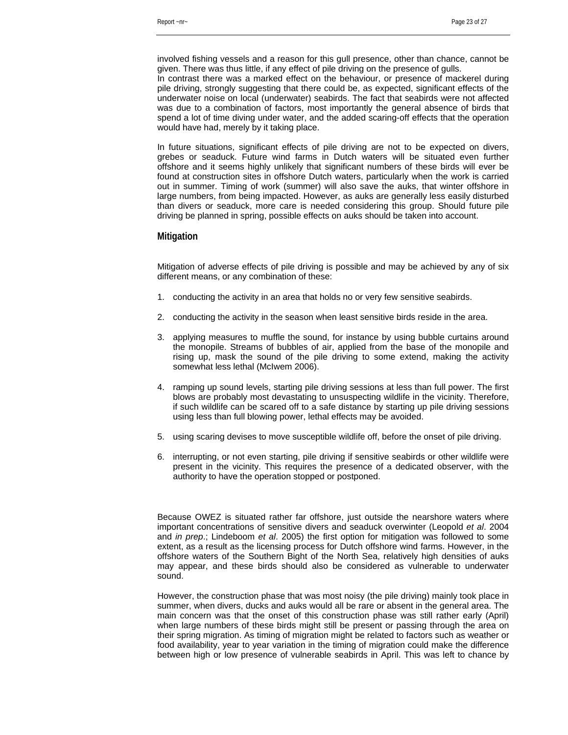involved fishing vessels and a reason for this gull presence, other than chance, cannot be given. There was thus little, if any effect of pile driving on the presence of gulls.
In contrast there was a marked effect on the behaviour, or presence of mackerel during pile driving, strongly suggesting that there could be, as expected, significant effects of the underwater noise on local (underwater) seabirds. The fact that seabirds were not affected was due to a combination of factors, most importantly the general absence of birds that spend a lot of time diving under water, and the added scaring-off effects that the operation would have had, merely by it taking place.

In future situations, significant effects of pile driving are not to be expected on divers, grebes or seaduck. Future wind farms in Dutch waters will be situated even further offshore and it seems highly unlikely that significant numbers of these birds will ever be found at construction sites in offshore Dutch waters, particularly when the work is carried out in summer. Timing of work (summer) will also save the auks, that winter offshore in large numbers, from being impacted. However, as auks are generally less easily disturbed than divers or seaduck, more care is needed considering this group. Should future pile driving be planned in spring, possible effects on auks should be taken into account.

## Mitigation

Mitigation of adverse effects of pile driving is possible and may be achieved by any of six different means, or any combination of these:

1. conducting the activity in an area that holds no or very few sensitive seabirds.

2. conducting the activity in the season when least sensitive birds reside in the area.

3. applying measures to muffle the sound, for instance by using bubble curtains around the monopile. Streams of bubbles of air, applied from the base of the monopile and rising up, mask the sound of the pile driving to some extend, making the activity somewhat less lethal (McIwem 2006).

4. ramping up sound levels, starting pile driving sessions at less than full power. The first blows are probably most devastating to unsuspecting wildlife in the vicinity. Therefore, if such wildlife can be scared off to a safe distance by starting up pile driving sessions using less than full blowing power, lethal effects may be avoided.

5. using scaring devises to move susceptible wildlife off, before the onset of pile driving.

6. interrupting, or not even starting, pile driving if sensitive seabirds or other wildlife were present in the vicinity. This requires the presence of a dedicated observer, with the authority to have the operation stopped or postponed.

Because OWEZ is situated rather far offshore, just outside the nearshore waters where important concentrations of sensitive divers and seaduck overwinter (Leopold *et al*. 2004 and *in prep*.; Lindeboom *et al*. 2005) the first option for mitigation was followed to some extent, as a result as the licensing process for Dutch offshore wind farms. However, in the offshore waters of the Southern Bight of the North Sea, relatively high densities of auks may appear, and these birds should also be considered as vulnerable to underwater sound.

However, the construction phase that was most noisy (the pile driving) mainly took place in summer, when divers, ducks and auks would all be rare or absent in the general area. The main concern was that the onset of this construction phase was still rather early (April) when large numbers of these birds might still be present or passing through the area on their spring migration. As timing of migration might be related to factors such as weather or food availability, year to year variation in the timing of migration could make the difference between high or low presence of vulnerable seabirds in April. This was left to chance by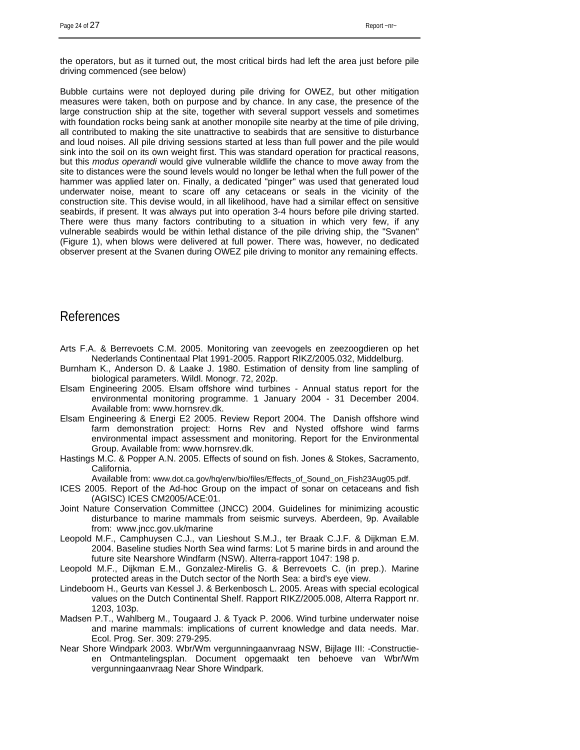the operators, but as it turned out, the most critical birds had left the area just before pile driving commenced (see below)

Bubble curtains were not deployed during pile driving for OWEZ, but other mitigation measures were taken, both on purpose and by chance. In any case, the presence of the large construction ship at the site, together with several support vessels and sometimes with foundation rocks being sank at another monopile site nearby at the time of pile driving, all contributed to making the site unattractive to seabirds that are sensitive to disturbance and loud noises. All pile driving sessions started at less than full power and the pile would sink into the soil on its own weight first. This was standard operation for practical reasons, but this *modus operandi* would give vulnerable wildlife the chance to move away from the site to distances were the sound levels would no longer be lethal when the full power of the hammer was applied later on. Finally, a dedicated "pinger" was used that generated loud underwater noise, meant to scare off any cetaceans or seals in the vicinity of the construction site. This devise would, in all likelihood, have had a similar effect on sensitive seabirds, if present. It was always put into operation 3-4 hours before pile driving started. There were thus many factors contributing to a situation in which very few, if any vulnerable seabirds would be within lethal distance of the pile driving ship, the "Svanen" (Figure 1), when blows were delivered at full power. There was, however, no dedicated observer present at the Svanen during OWEZ pile driving to monitor any remaining effects.

# References

Arts F.A. & Berrevoets C.M. 2005. Monitoring van zeevogels en zeezoogdieren op het Nederlands Continentaal Plat 1991-2005. Rapport RIKZ/2005.032, Middelburg.

Burnham K., Anderson D. & Laake J. 1980. Estimation of density from line sampling of biological parameters. Wildl. Monogr. 72, 202p.

Elsam Engineering 2005. Elsam offshore wind turbines - Annual status report for the environmental monitoring programme. 1 January 2004 - 31 December 2004. Available from: www.hornsrev.dk.

Elsam Engineering & Energi E2 2005. Review Report 2004. The Danish offshore wind farm demonstration project: Horns Rev and Nysted offshore wind farms environmental impact assessment and monitoring. Report for the Environmental Group. Available from: www.hornsrev.dk.

Hastings M.C. & Popper A.N. 2005. Effects of sound on fish. Jones & Stokes, Sacramento, California. Available from: www.dot.ca.gov/hq/env/bio/files/Effects_of_Sound_on_Fish23Aug05.pdf.

ICES 2005. Report of the Ad-hoc Group on the impact of sonar on cetaceans and fish (AGISC) ICES CM2005/ACE:01.

Joint Nature Conservation Committee (JNCC) 2004. Guidelines for minimizing acoustic disturbance to marine mammals from seismic surveys. Aberdeen, 9p. Available from: www.jncc.gov.uk/marine

Leopold M.F., Camphuysen C.J., van Lieshout S.M.J., ter Braak C.J.F. & Dijkman E.M. 2004. Baseline studies North Sea wind farms: Lot 5 marine birds in and around the future site Nearshore Windfarm (NSW). Alterra-rapport 1047: 198 p.

Leopold M.F., Dijkman E.M., Gonzalez-Mirelis G. & Berrevoets C. (in prep.). Marine protected areas in the Dutch sector of the North Sea: a bird's eye view.

Lindeboom H., Geurts van Kessel J. & Berkenbosch L. 2005. Areas with special ecological values on the Dutch Continental Shelf. Rapport RIKZ/2005.008, Alterra Rapport nr. 1203, 103p.

Madsen P.T., Wahlberg M., Tougaard J. & Tyack P. 2006. Wind turbine underwater noise and marine mammals: implications of current knowledge and data needs. Mar. Ecol. Prog. Ser. 309: 279-295.

Near Shore Windpark 2003. Wbr/Wm vergunningaanvraag NSW, Bijlage III: -Constructie- en Ontmantelingsplan. Document opgemaakt ten behoeve van Wbr/Wm vergunningaanvraag Near Shore Windpark.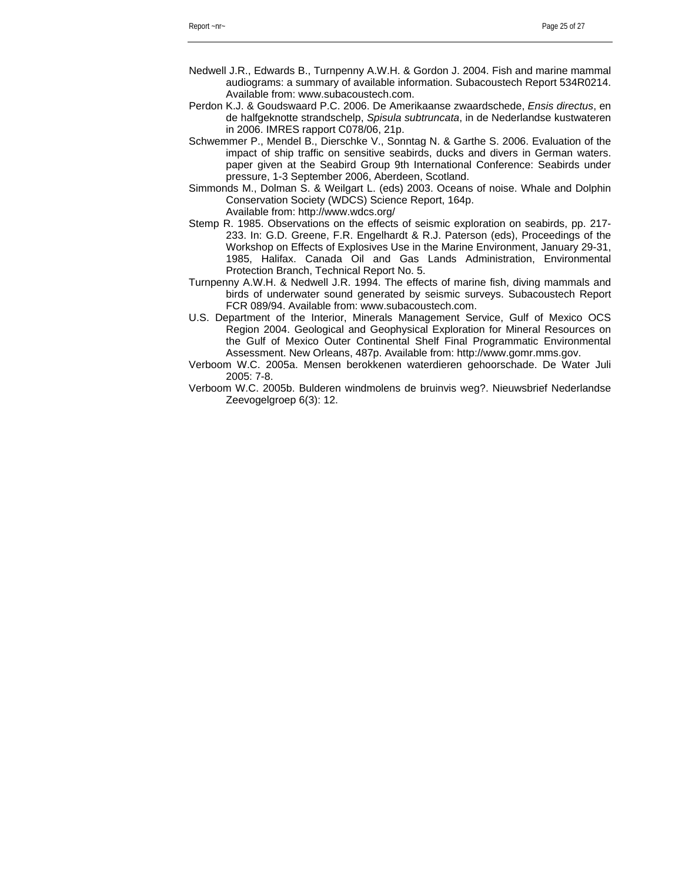Nedwell J.R., Edwards B., Turnpenny A.W.H. & Gordon J. 2004. Fish and marine mammal audiograms: a summary of available information. Subacoustech Report 534R0214. Available from: www.subacoustech.com.

Perdon K.J. & Goudswaard P.C. 2006. De Amerikaanse zwaardschede, *Ensis directus*, en de halfgeknotte strandschelp, *Spisula subtruncata*, in de Nederlandse kustwateren in 2006. IMRES rapport C078/06, 21p.

Schwemmer P., Mendel B., Dierschke V., Sonntag N. & Garthe S. 2006. Evaluation of the impact of ship traffic on sensitive seabirds, ducks and divers in German waters. paper given at the Seabird Group 9th International Conference: Seabirds under pressure, 1-3 September 2006, Aberdeen, Scotland.

Simmonds M., Dolman S. & Weilgart L. (eds) 2003. Oceans of noise. Whale and Dolphin Conservation Society (WDCS) Science Report, 164p. Available from: http://www.wdcs.org/

Stemp R. 1985. Observations on the effects of seismic exploration on seabirds, pp. 217-233. In: G.D. Greene, F.R. Engelhardt & R.J. Paterson (eds), Proceedings of the Workshop on Effects of Explosives Use in the Marine Environment, January 29-31, 1985, Halifax. Canada Oil and Gas Lands Administration, Environmental Protection Branch, Technical Report No. 5.

Turnpenny A.W.H. & Nedwell J.R. 1994. The effects of marine fish, diving mammals and birds of underwater sound generated by seismic surveys. Subacoustech Report FCR 089/94. Available from: www.subacoustech.com.

U.S. Department of the Interior, Minerals Management Service, Gulf of Mexico OCS Region 2004. Geological and Geophysical Exploration for Mineral Resources on the Gulf of Mexico Outer Continental Shelf Final Programmatic Environmental Assessment. New Orleans, 487p. Available from: http://www.gomr.mms.gov.

Verboom W.C. 2005a. Mensen berokkenen waterdieren gehoorschade. De Water Juli 2005: 7-8.

Verboom W.C. 2005b. Bulderen windmolens de bruinvis weg?. Nieuwsbrief Nederlandse Zeevogelgroep 6(3): 12.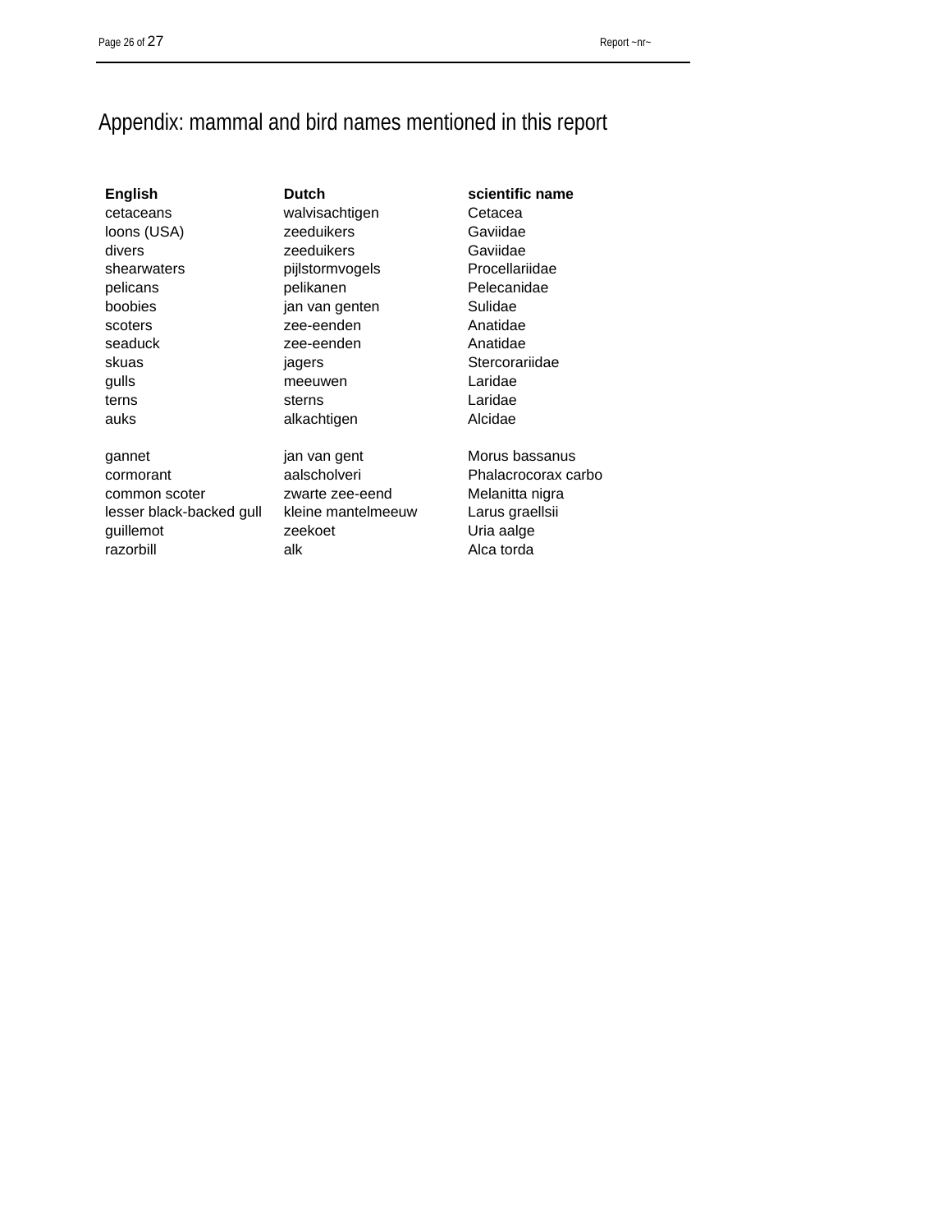# Appendix: mammal and bird names mentioned in this report

| English | Dutch | scientific name |
|---|---|---|
| cetaceans | walvisachtigen | Cetacea |
| loons (USA) | zeeduikers | Gaviidae |
| divers | zeeduikers | Gaviidae |
| shearwaters | pijlstormvogels | Procellariidae |
| pelicans | pelikanen | Pelecanidae |
| boobies | jan van genten | Sulidae |
| scoters | zee-eenden | Anatidae |
| seaduck | zee-eenden | Anatidae |
| skuas | jagers | Stercorariidae |
| gulls | meeuwen | Laridae |
| terns | sterns | Laridae |
| auks | alkachtigen | Alcidae |
| | | |
| gannet | jan van gent | Morus bassanus |
| cormorant | aalscholveri | Phalacrocorax carbo |
| common scoter | zwarte zee-eend | Melanitta nigra |
| lesser black-backed gull | kleine mantelmeeuw | Larus graellsii |
| guillemot | zeekoet | Uria aalge |
| razorbill | alk | Alca torda |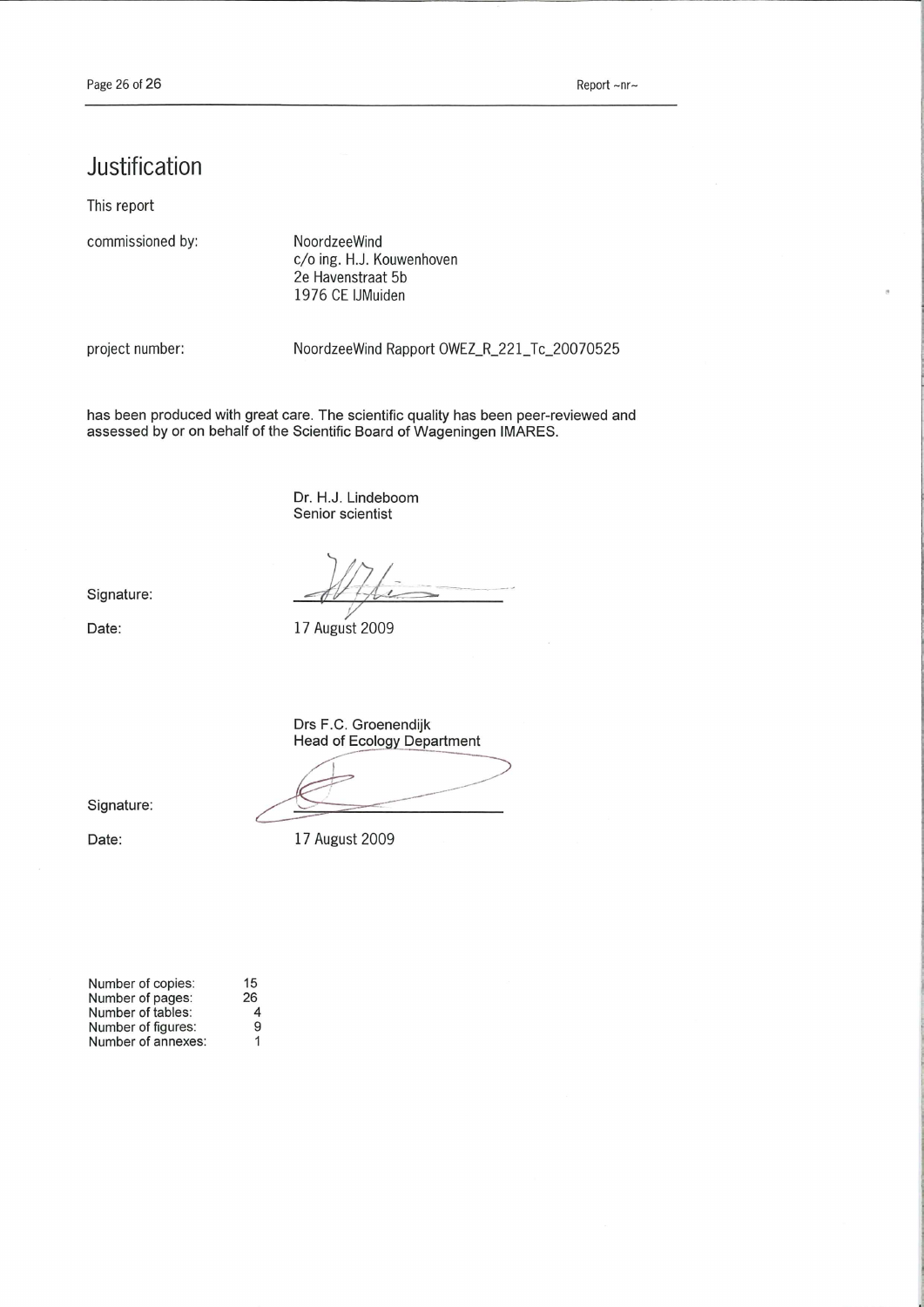# Justification

This report

| | |
|---|---|
| commissioned by: | NoordzeeWind<br>c/o ing. H.J. Kouwenhoven<br>2e Havenstraat 5b<br>1976 CE IJMuiden |
| project number: | NoordzeeWind Rapport OWEZ_R_221_Tc_20070525 |

has been produced with great care. The scientific quality has been peer-reviewed and assessed by or on behalf of the Scientific Board of Wageningen IMARES.

Dr. H.J. Lindeboom
Senior scientist

Signature:

Date: 17 August 2009

Drs F.C. Groenendijk
Head of Ecology Department

Signature:

Date: 17 August 2009

| | |
|---|---|
| Number of copies: | 15 |
| Number of pages: | 26 |
| Number of tables: | 4 |
| Number of figures: | 9 |
| Number of annexes: | 1 |